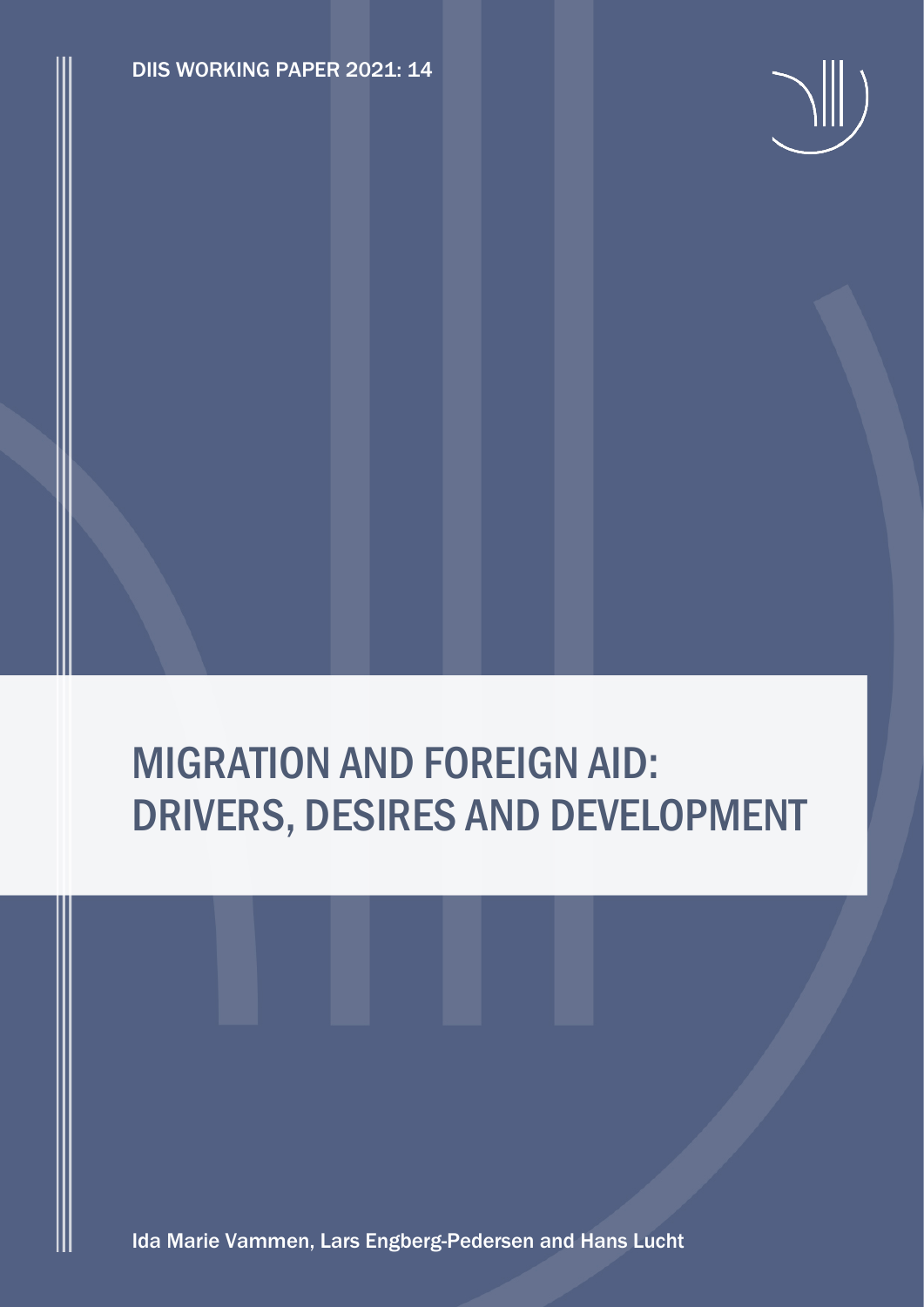DIIS WORKING PAPER 2021: 14

# MIGRATION AND FOREIGN AID: DRIVERS, DESIRES AND DEVELOPMENT

Ida Marie Vammen, Lars Engberg-Pedersen and Hans Lucht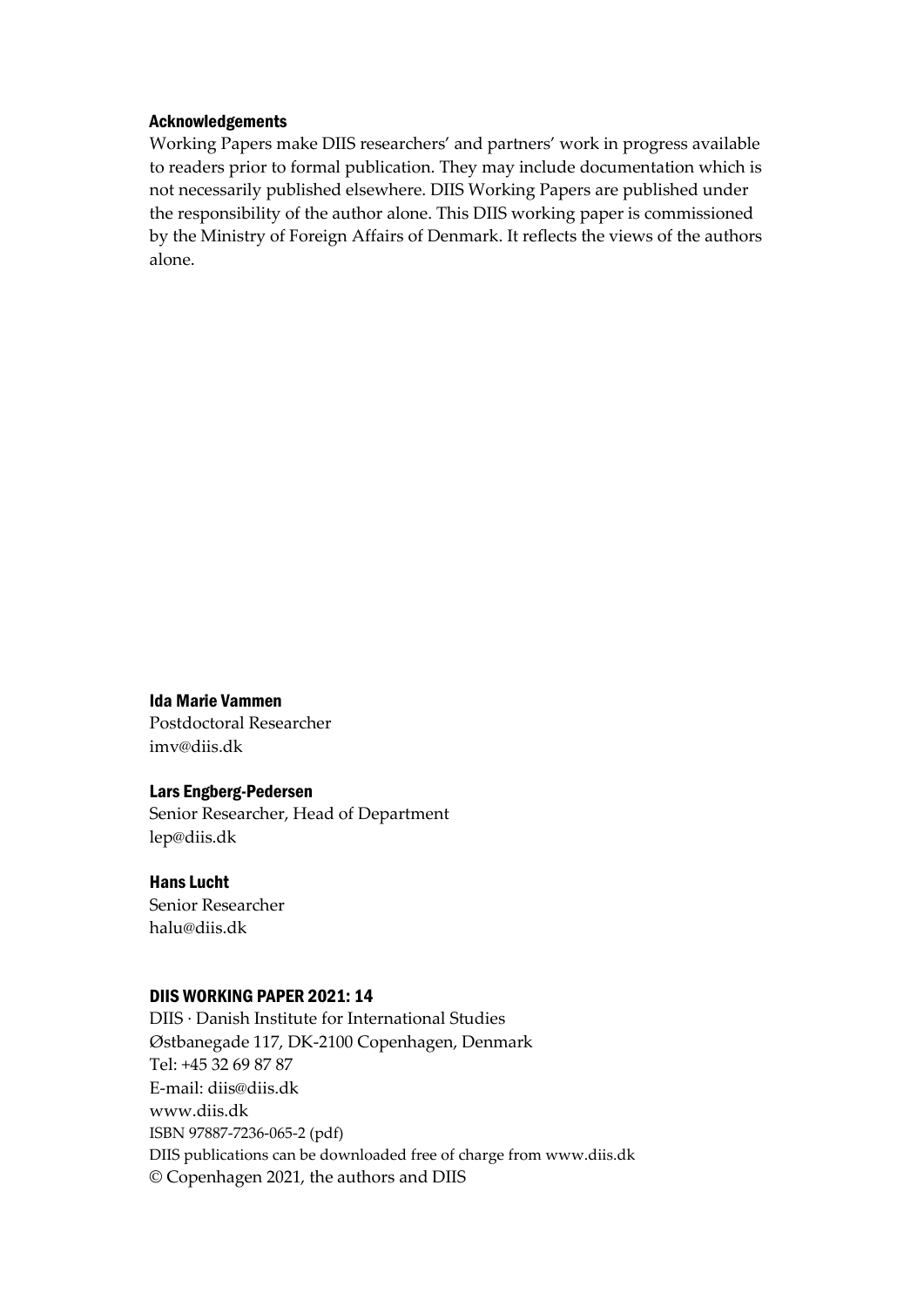#### Acknowledgements

Working Papers make DIIS researchers' and partners' work in progress available to readers prior to formal publication. They may include documentation which is not necessarily published elsewhere. DIIS Working Papers are published under the responsibility of the author alone. This DIIS working paper is commissioned by the Ministry of Foreign Affairs of Denmark. It reflects the views of the authors alone.

**Ida Marie Vammen**
Postdoctoral Researcher
imv@diis.dk

**Lars Engberg-Pedersen**
Senior Researcher, Head of Department
lep@diis.dk

**Hans Lucht**
Senior Researcher
halu@diis.dk

**DIIS WORKING PAPER 2021: 14**

DIIS · Danish Institute for International Studies
Østbanegade 117, DK-2100 Copenhagen, Denmark
Tel: +45 32 69 87 87
E-mail: diis@diis.dk
www.diis.dk
ISBN 97887-7236-065-2 (pdf)
DIIS publications can be downloaded free of charge from www.diis.dk
© Copenhagen 2021, the authors and DIIS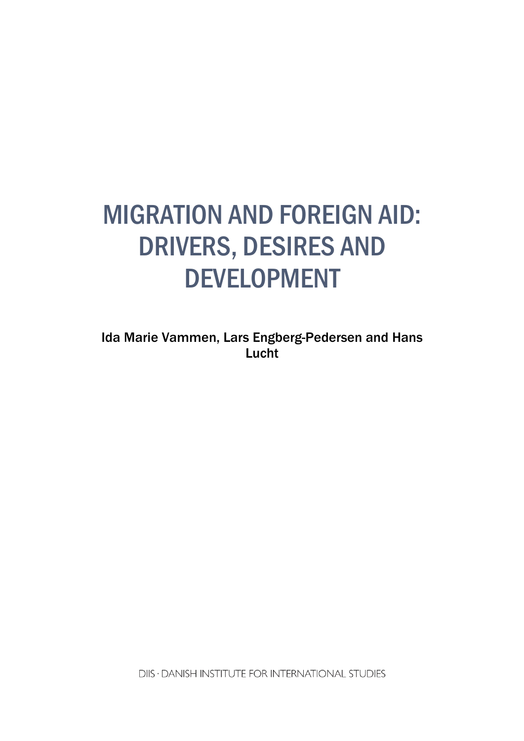# MIGRATION AND FOREIGN AID: DRIVERS, DESIRES AND DEVELOPMENT

Ida Marie Vammen, Lars Engberg-Pedersen and Hans Lucht

DIIS · DANISH INSTITUTE FOR INTERNATIONAL STUDIES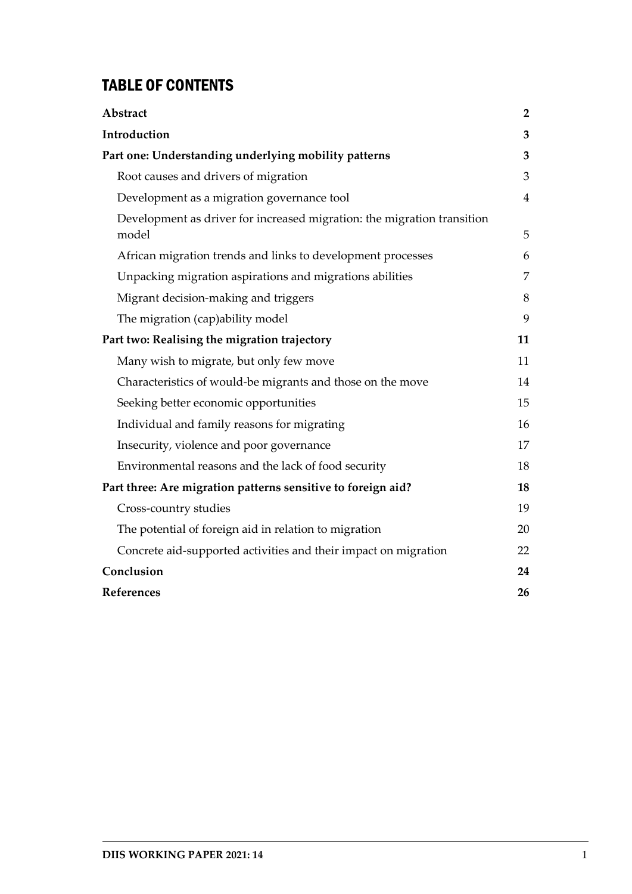# TABLE OF CONTENTS

| | |
|---|---|
| **Abstract** | **2** |
| **Introduction** | **3** |
| **Part one: Understanding underlying mobility patterns** | **3** |
| Root causes and drivers of migration | 3 |
| Development as a migration governance tool | 4 |
| Development as driver for increased migration: the migration transition model | 5 |
| African migration trends and links to development processes | 6 |
| Unpacking migration aspirations and migrations abilities | 7 |
| Migrant decision-making and triggers | 8 |
| The migration (cap)ability model | 9 |
| **Part two: Realising the migration trajectory** | **11** |
| Many wish to migrate, but only few move | 11 |
| Characteristics of would-be migrants and those on the move | 14 |
| Seeking better economic opportunities | 15 |
| Individual and family reasons for migrating | 16 |
| Insecurity, violence and poor governance | 17 |
| Environmental reasons and the lack of food security | 18 |
| **Part three: Are migration patterns sensitive to foreign aid?** | **18** |
| Cross-country studies | 19 |
| The potential of foreign aid in relation to migration | 20 |
| Concrete aid-supported activities and their impact on migration | 22 |
| **Conclusion** | **24** |
| **References** | **26** |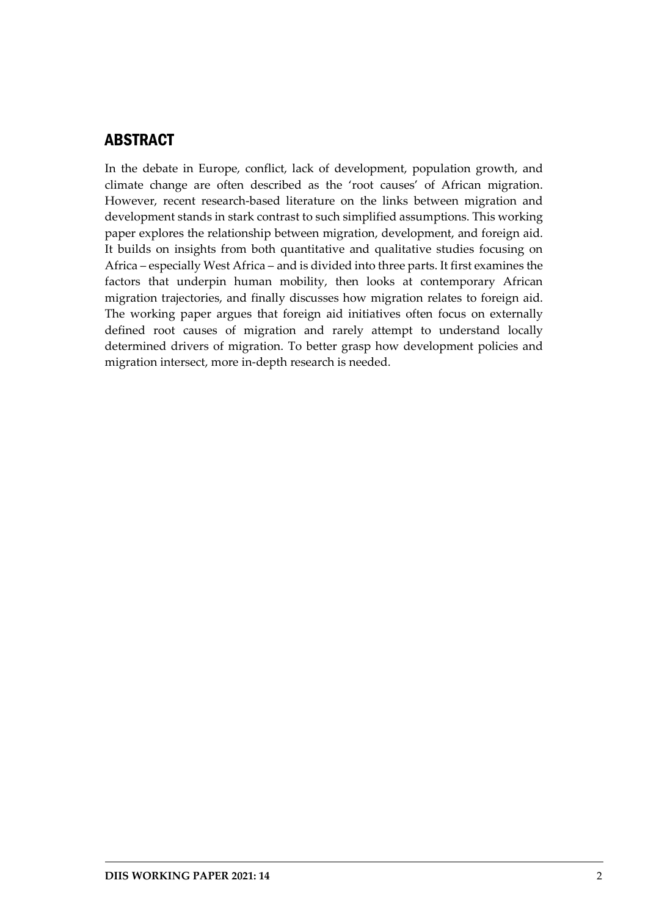## ABSTRACT

In the debate in Europe, conflict, lack of development, population growth, and climate change are often described as the 'root causes' of African migration. However, recent research-based literature on the links between migration and development stands in stark contrast to such simplified assumptions. This working paper explores the relationship between migration, development, and foreign aid. It builds on insights from both quantitative and qualitative studies focusing on Africa – especially West Africa – and is divided into three parts. It first examines the factors that underpin human mobility, then looks at contemporary African migration trajectories, and finally discusses how migration relates to foreign aid. The working paper argues that foreign aid initiatives often focus on externally defined root causes of migration and rarely attempt to understand locally determined drivers of migration. To better grasp how development policies and migration intersect, more in-depth research is needed.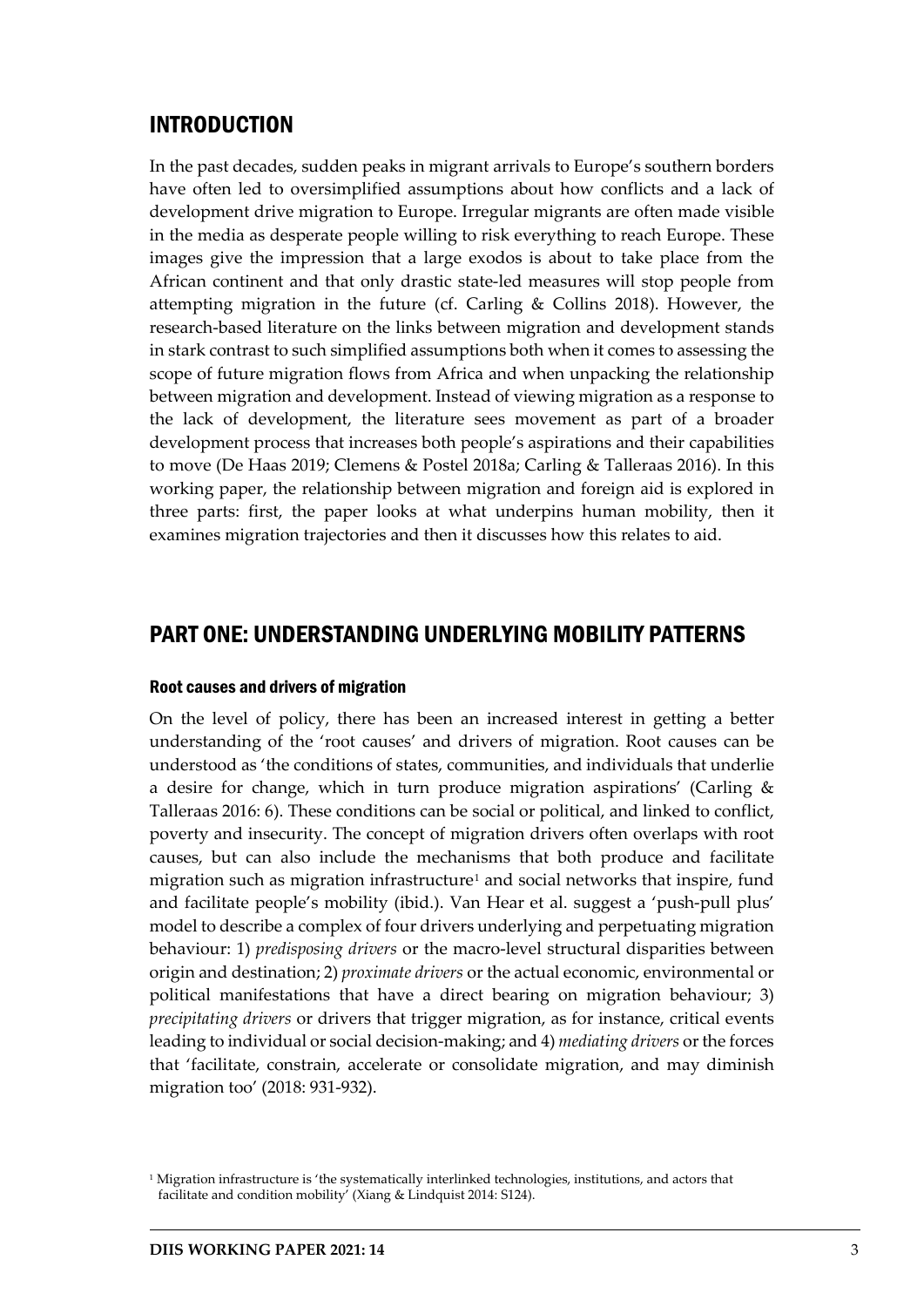## INTRODUCTION

In the past decades, sudden peaks in migrant arrivals to Europe's southern borders have often led to oversimplified assumptions about how conflicts and a lack of development drive migration to Europe. Irregular migrants are often made visible in the media as desperate people willing to risk everything to reach Europe. These images give the impression that a large exodos is about to take place from the African continent and that only drastic state-led measures will stop people from attempting migration in the future (cf. Carling & Collins 2018). However, the research-based literature on the links between migration and development stands in stark contrast to such simplified assumptions both when it comes to assessing the scope of future migration flows from Africa and when unpacking the relationship between migration and development. Instead of viewing migration as a response to the lack of development, the literature sees movement as part of a broader development process that increases both people's aspirations and their capabilities to move (De Haas 2019; Clemens & Postel 2018a; Carling & Talleraas 2016). In this working paper, the relationship between migration and foreign aid is explored in three parts: first, the paper looks at what underpins human mobility, then it examines migration trajectories and then it discusses how this relates to aid.

## PART ONE: UNDERSTANDING UNDERLYING MOBILITY PATTERNS

### Root causes and drivers of migration

On the level of policy, there has been an increased interest in getting a better understanding of the 'root causes' and drivers of migration. Root causes can be understood as 'the conditions of states, communities, and individuals that underlie a desire for change, which in turn produce migration aspirations' (Carling & Talleraas 2016: 6). These conditions can be social or political, and linked to conflict, poverty and insecurity. The concept of migration drivers often overlaps with root causes, but can also include the mechanisms that both produce and facilitate migration such as migration infrastructure[1] and social networks that inspire, fund and facilitate people's mobility (ibid.). Van Hear et al. suggest a 'push-pull plus' model to describe a complex of four drivers underlying and perpetuating migration behaviour: 1) *predisposing drivers* or the macro-level structural disparities between origin and destination; 2) *proximate drivers* or the actual economic, environmental or political manifestations that have a direct bearing on migration behaviour; 3) *precipitating drivers* or drivers that trigger migration, as for instance, critical events leading to individual or social decision-making; and 4) *mediating drivers* or the forces that 'facilitate, constrain, accelerate or consolidate migration, and may diminish migration too' (2018: 931-932).

[1] Migration infrastructure is 'the systematically interlinked technologies, institutions, and actors that facilitate and condition mobility' (Xiang & Lindquist 2014: S124).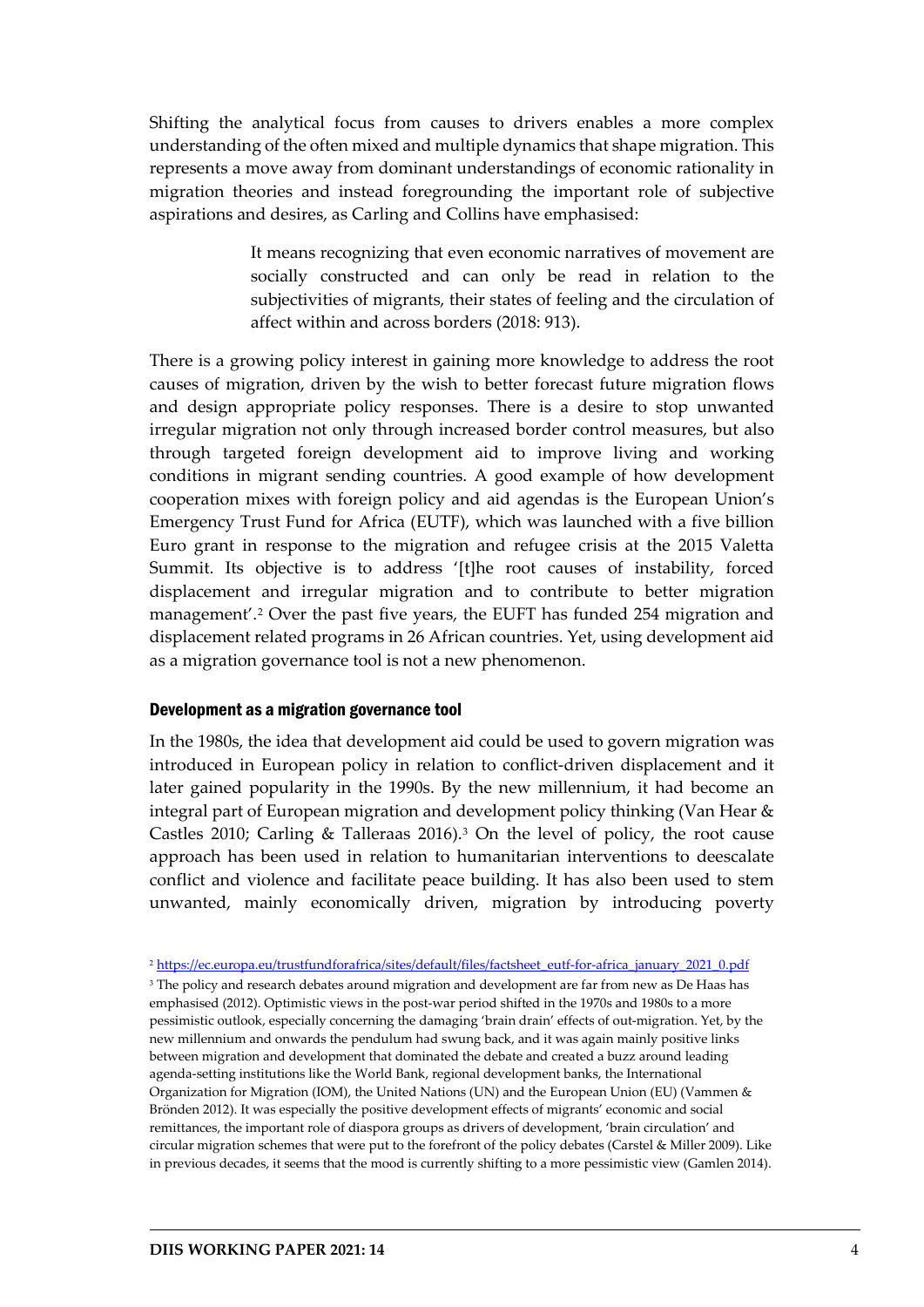Shifting the analytical focus from causes to drivers enables a more complex understanding of the often mixed and multiple dynamics that shape migration. This represents a move away from dominant understandings of economic rationality in migration theories and instead foregrounding the important role of subjective aspirations and desires, as Carling and Collins have emphasised:

> It means recognizing that even economic narratives of movement are socially constructed and can only be read in relation to the subjectivities of migrants, their states of feeling and the circulation of affect within and across borders (2018: 913).

There is a growing policy interest in gaining more knowledge to address the root causes of migration, driven by the wish to better forecast future migration flows and design appropriate policy responses. There is a desire to stop unwanted irregular migration not only through increased border control measures, but also through targeted foreign development aid to improve living and working conditions in migrant sending countries. A good example of how development cooperation mixes with foreign policy and aid agendas is the European Union's Emergency Trust Fund for Africa (EUTF), which was launched with a five billion Euro grant in response to the migration and refugee crisis at the 2015 Valetta Summit. Its objective is to address '[t]he root causes of instability, forced displacement and irregular migration and to contribute to better migration management'.[2] Over the past five years, the EUFT has funded 254 migration and displacement related programs in 26 African countries. Yet, using development aid as a migration governance tool is not a new phenomenon.

### Development as a migration governance tool

In the 1980s, the idea that development aid could be used to govern migration was introduced in European policy in relation to conflict-driven displacement and it later gained popularity in the 1990s. By the new millennium, it had become an integral part of European migration and development policy thinking (Van Hear & Castles 2010; Carling & Talleraas 2016).[3] On the level of policy, the root cause approach has been used in relation to humanitarian interventions to deescalate conflict and violence and facilitate peace building. It has also been used to stem unwanted, mainly economically driven, migration by introducing poverty

---

[2] https://ec.europa.eu/trustfundforafrica/sites/default/files/factsheet_eutf-for-africa_january_2021_0.pdf

[3] The policy and research debates around migration and development are far from new as De Haas has emphasised (2012). Optimistic views in the post-war period shifted in the 1970s and 1980s to a more pessimistic outlook, especially concerning the damaging 'brain drain' effects of out-migration. Yet, by the new millennium and onwards the pendulum had swung back, and it was again mainly positive links between migration and development that dominated the debate and created a buzz around leading agenda-setting institutions like the World Bank, regional development banks, the International Organization for Migration (IOM), the United Nations (UN) and the European Union (EU) (Vammen & Brönden 2012). It was especially the positive development effects of migrants' economic and social remittances, the important role of diaspora groups as drivers of development, 'brain circulation' and circular migration schemes that were put to the forefront of the policy debates (Carstel & Miller 2009). Like in previous decades, it seems that the mood is currently shifting to a more pessimistic view (Gamlen 2014).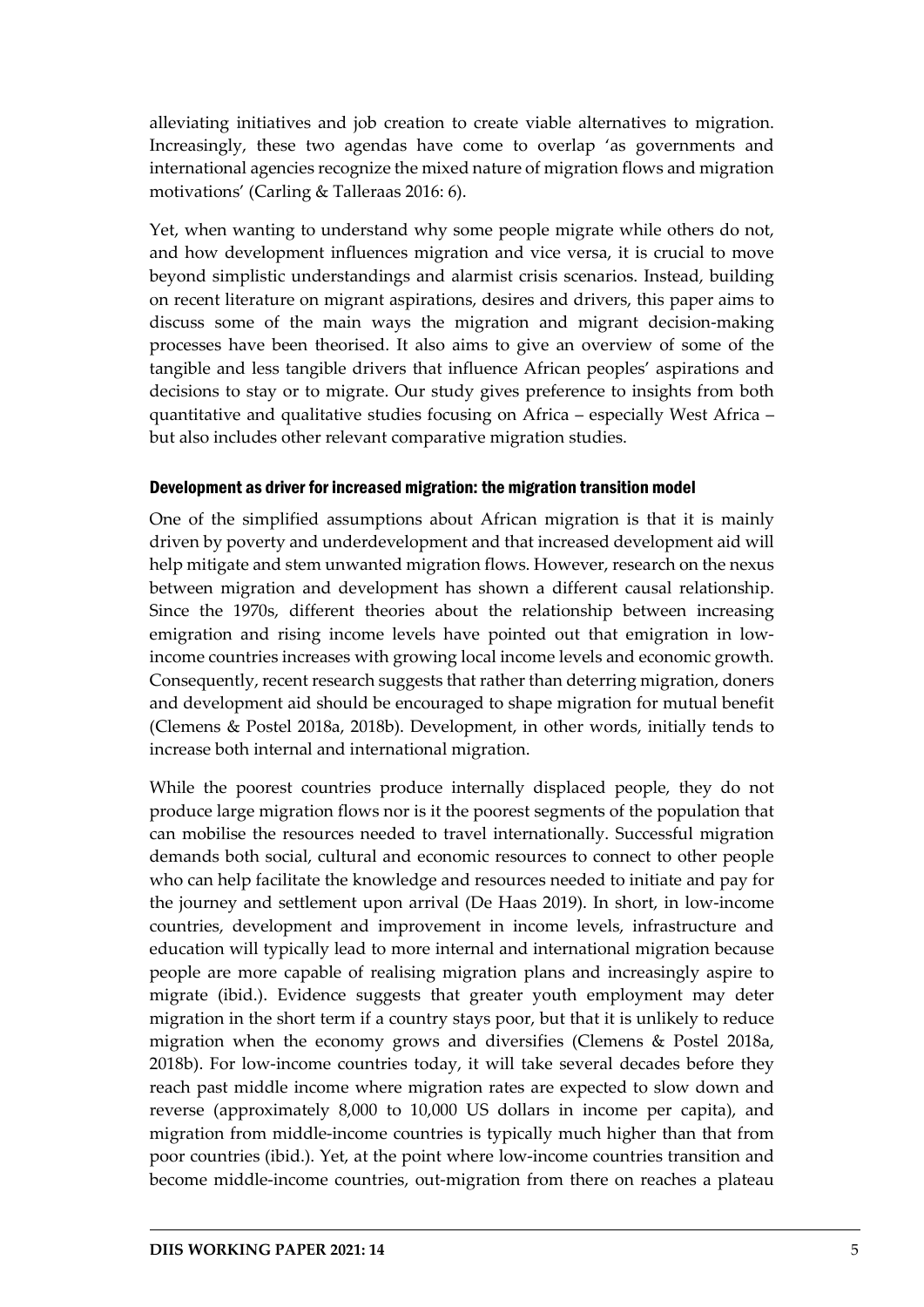alleviating initiatives and job creation to create viable alternatives to migration. Increasingly, these two agendas have come to overlap 'as governments and international agencies recognize the mixed nature of migration flows and migration motivations' (Carling & Talleraas 2016: 6).

Yet, when wanting to understand why some people migrate while others do not, and how development influences migration and vice versa, it is crucial to move beyond simplistic understandings and alarmist crisis scenarios. Instead, building on recent literature on migrant aspirations, desires and drivers, this paper aims to discuss some of the main ways the migration and migrant decision-making processes have been theorised. It also aims to give an overview of some of the tangible and less tangible drivers that influence African peoples' aspirations and decisions to stay or to migrate. Our study gives preference to insights from both quantitative and qualitative studies focusing on Africa – especially West Africa – but also includes other relevant comparative migration studies.

### Development as driver for increased migration: the migration transition model

One of the simplified assumptions about African migration is that it is mainly driven by poverty and underdevelopment and that increased development aid will help mitigate and stem unwanted migration flows. However, research on the nexus between migration and development has shown a different causal relationship. Since the 1970s, different theories about the relationship between increasing emigration and rising income levels have pointed out that emigration in low-income countries increases with growing local income levels and economic growth. Consequently, recent research suggests that rather than deterring migration, doners and development aid should be encouraged to shape migration for mutual benefit (Clemens & Postel 2018a, 2018b). Development, in other words, initially tends to increase both internal and international migration.

While the poorest countries produce internally displaced people, they do not produce large migration flows nor is it the poorest segments of the population that can mobilise the resources needed to travel internationally. Successful migration demands both social, cultural and economic resources to connect to other people who can help facilitate the knowledge and resources needed to initiate and pay for the journey and settlement upon arrival (De Haas 2019). In short, in low-income countries, development and improvement in income levels, infrastructure and education will typically lead to more internal and international migration because people are more capable of realising migration plans and increasingly aspire to migrate (ibid.). Evidence suggests that greater youth employment may deter migration in the short term if a country stays poor, but that it is unlikely to reduce migration when the economy grows and diversifies (Clemens & Postel 2018a, 2018b). For low-income countries today, it will take several decades before they reach past middle income where migration rates are expected to slow down and reverse (approximately 8,000 to 10,000 US dollars in income per capita), and migration from middle-income countries is typically much higher than that from poor countries (ibid.). Yet, at the point where low-income countries transition and become middle-income countries, out-migration from there on reaches a plateau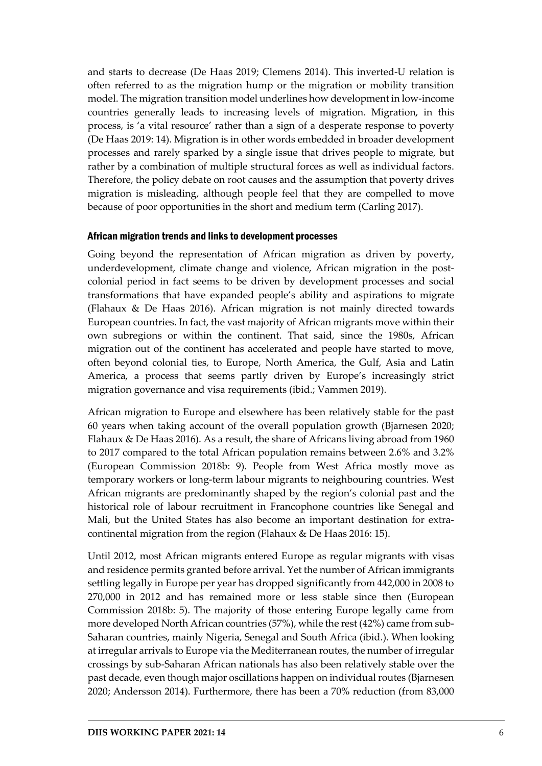and starts to decrease (De Haas 2019; Clemens 2014). This inverted-U relation is often referred to as the migration hump or the migration or mobility transition model. The migration transition model underlines how development in low-income countries generally leads to increasing levels of migration. Migration, in this process, is 'a vital resource' rather than a sign of a desperate response to poverty (De Haas 2019: 14). Migration is in other words embedded in broader development processes and rarely sparked by a single issue that drives people to migrate, but rather by a combination of multiple structural forces as well as individual factors. Therefore, the policy debate on root causes and the assumption that poverty drives migration is misleading, although people feel that they are compelled to move because of poor opportunities in the short and medium term (Carling 2017).

### African migration trends and links to development processes

Going beyond the representation of African migration as driven by poverty, underdevelopment, climate change and violence, African migration in the post-colonial period in fact seems to be driven by development processes and social transformations that have expanded people's ability and aspirations to migrate (Flahaux & De Haas 2016). African migration is not mainly directed towards European countries. In fact, the vast majority of African migrants move within their own subregions or within the continent. That said, since the 1980s, African migration out of the continent has accelerated and people have started to move, often beyond colonial ties, to Europe, North America, the Gulf, Asia and Latin America, a process that seems partly driven by Europe's increasingly strict migration governance and visa requirements (ibid.; Vammen 2019).

African migration to Europe and elsewhere has been relatively stable for the past 60 years when taking account of the overall population growth (Bjarnesen 2020; Flahaux & De Haas 2016). As a result, the share of Africans living abroad from 1960 to 2017 compared to the total African population remains between 2.6% and 3.2% (European Commission 2018b: 9). People from West Africa mostly move as temporary workers or long-term labour migrants to neighbouring countries. West African migrants are predominantly shaped by the region's colonial past and the historical role of labour recruitment in Francophone countries like Senegal and Mali, but the United States has also become an important destination for extra-continental migration from the region (Flahaux & De Haas 2016: 15).

Until 2012, most African migrants entered Europe as regular migrants with visas and residence permits granted before arrival. Yet the number of African immigrants settling legally in Europe per year has dropped significantly from 442,000 in 2008 to 270,000 in 2012 and has remained more or less stable since then (European Commission 2018b: 5). The majority of those entering Europe legally came from more developed North African countries (57%), while the rest (42%) came from sub-Saharan countries, mainly Nigeria, Senegal and South Africa (ibid.). When looking at irregular arrivals to Europe via the Mediterranean routes, the number of irregular crossings by sub-Saharan African nationals has also been relatively stable over the past decade, even though major oscillations happen on individual routes (Bjarnesen 2020; Andersson 2014). Furthermore, there has been a 70% reduction (from 83,000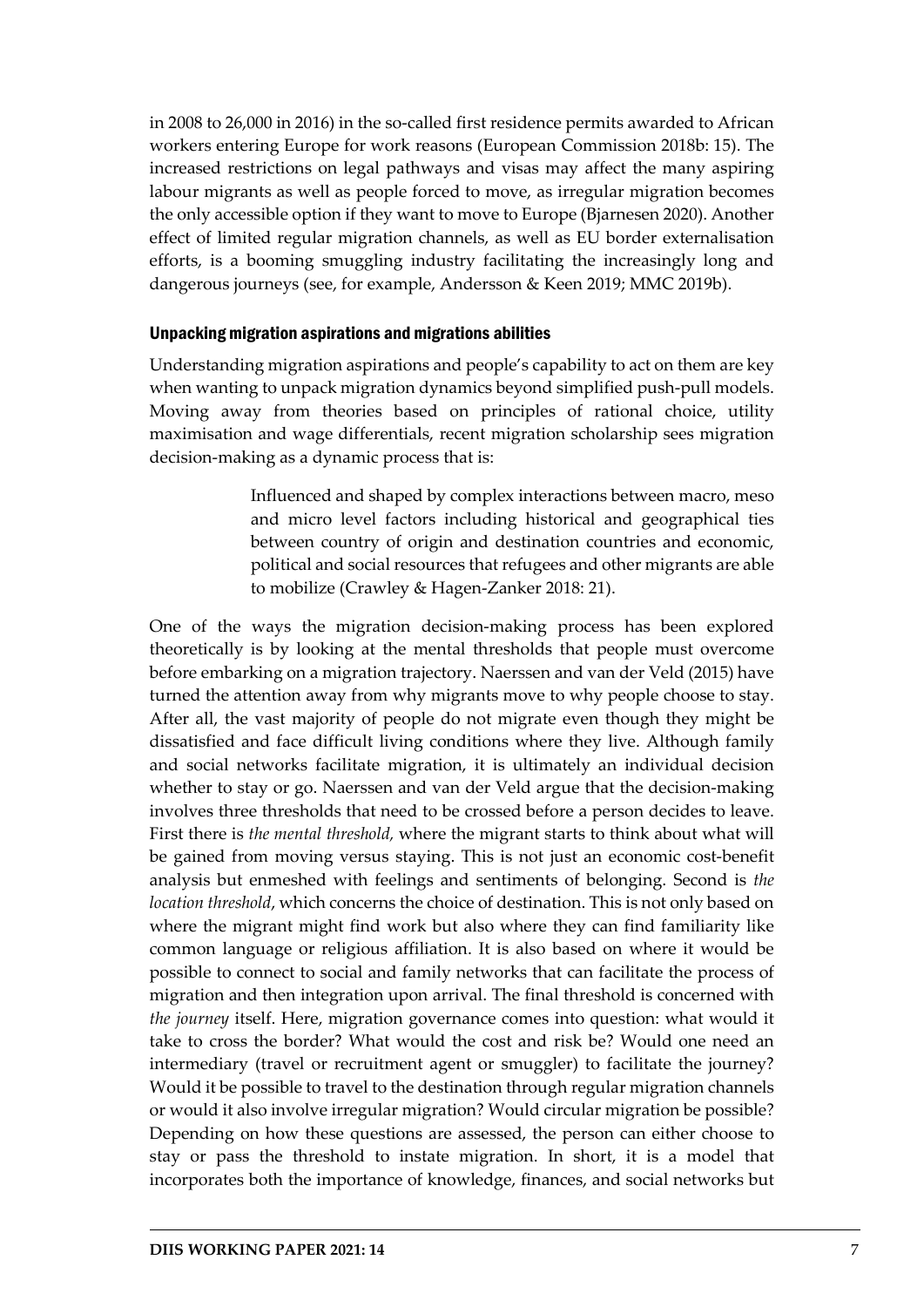in 2008 to 26,000 in 2016) in the so-called first residence permits awarded to African workers entering Europe for work reasons (European Commission 2018b: 15). The increased restrictions on legal pathways and visas may affect the many aspiring labour migrants as well as people forced to move, as irregular migration becomes the only accessible option if they want to move to Europe (Bjarnesen 2020). Another effect of limited regular migration channels, as well as EU border externalisation efforts, is a booming smuggling industry facilitating the increasingly long and dangerous journeys (see, for example, Andersson & Keen 2019; MMC 2019b).

### Unpacking migration aspirations and migrations abilities

Understanding migration aspirations and people's capability to act on them are key when wanting to unpack migration dynamics beyond simplified push-pull models. Moving away from theories based on principles of rational choice, utility maximisation and wage differentials, recent migration scholarship sees migration decision-making as a dynamic process that is:

> Influenced and shaped by complex interactions between macro, meso and micro level factors including historical and geographical ties between country of origin and destination countries and economic, political and social resources that refugees and other migrants are able to mobilize (Crawley & Hagen-Zanker 2018: 21).

One of the ways the migration decision-making process has been explored theoretically is by looking at the mental thresholds that people must overcome before embarking on a migration trajectory. Naerssen and van der Veld (2015) have turned the attention away from why migrants move to why people choose to stay. After all, the vast majority of people do not migrate even though they might be dissatisfied and face difficult living conditions where they live. Although family and social networks facilitate migration, it is ultimately an individual decision whether to stay or go. Naerssen and van der Veld argue that the decision-making involves three thresholds that need to be crossed before a person decides to leave. First there is *the mental threshold,* where the migrant starts to think about what will be gained from moving versus staying. This is not just an economic cost-benefit analysis but enmeshed with feelings and sentiments of belonging. Second is *the location threshold*, which concerns the choice of destination. This is not only based on where the migrant might find work but also where they can find familiarity like common language or religious affiliation. It is also based on where it would be possible to connect to social and family networks that can facilitate the process of migration and then integration upon arrival. The final threshold is concerned with *the journey* itself. Here, migration governance comes into question: what would it take to cross the border? What would the cost and risk be? Would one need an intermediary (travel or recruitment agent or smuggler) to facilitate the journey? Would it be possible to travel to the destination through regular migration channels or would it also involve irregular migration? Would circular migration be possible? Depending on how these questions are assessed, the person can either choose to stay or pass the threshold to instate migration. In short, it is a model that incorporates both the importance of knowledge, finances, and social networks but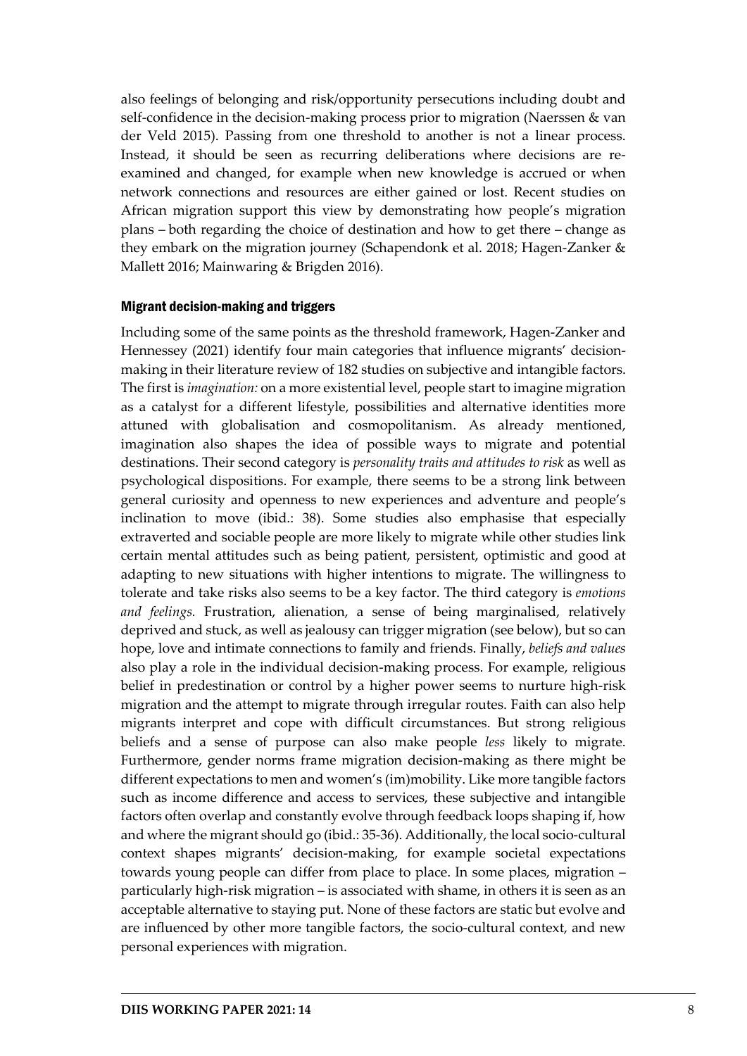also feelings of belonging and risk/opportunity persecutions including doubt and self-confidence in the decision-making process prior to migration (Naerssen & van der Veld 2015). Passing from one threshold to another is not a linear process. Instead, it should be seen as recurring deliberations where decisions are re-examined and changed, for example when new knowledge is accrued or when network connections and resources are either gained or lost. Recent studies on African migration support this view by demonstrating how people's migration plans – both regarding the choice of destination and how to get there – change as they embark on the migration journey (Schapendonk et al. 2018; Hagen-Zanker & Mallett 2016; Mainwaring & Brigden 2016).

### Migrant decision-making and triggers

Including some of the same points as the threshold framework, Hagen-Zanker and Hennessey (2021) identify four main categories that influence migrants' decision-making in their literature review of 182 studies on subjective and intangible factors. The first is *imagination:* on a more existential level, people start to imagine migration as a catalyst for a different lifestyle, possibilities and alternative identities more attuned with globalisation and cosmopolitanism. As already mentioned, imagination also shapes the idea of possible ways to migrate and potential destinations. Their second category is *personality traits and attitudes to risk* as well as psychological dispositions. For example, there seems to be a strong link between general curiosity and openness to new experiences and adventure and people's inclination to move (ibid.: 38). Some studies also emphasise that especially extraverted and sociable people are more likely to migrate while other studies link certain mental attitudes such as being patient, persistent, optimistic and good at adapting to new situations with higher intentions to migrate. The willingness to tolerate and take risks also seems to be a key factor. The third category is *emotions and feelings.* Frustration, alienation, a sense of being marginalised, relatively deprived and stuck, as well as jealousy can trigger migration (see below), but so can hope, love and intimate connections to family and friends. Finally, *beliefs and values* also play a role in the individual decision-making process. For example, religious belief in predestination or control by a higher power seems to nurture high-risk migration and the attempt to migrate through irregular routes. Faith can also help migrants interpret and cope with difficult circumstances. But strong religious beliefs and a sense of purpose can also make people *less* likely to migrate. Furthermore, gender norms frame migration decision-making as there might be different expectations to men and women's (im)mobility. Like more tangible factors such as income difference and access to services, these subjective and intangible factors often overlap and constantly evolve through feedback loops shaping if, how and where the migrant should go (ibid.: 35-36). Additionally, the local socio-cultural context shapes migrants' decision-making, for example societal expectations towards young people can differ from place to place. In some places, migration – particularly high-risk migration – is associated with shame, in others it is seen as an acceptable alternative to staying put. None of these factors are static but evolve and are influenced by other more tangible factors, the socio-cultural context, and new personal experiences with migration.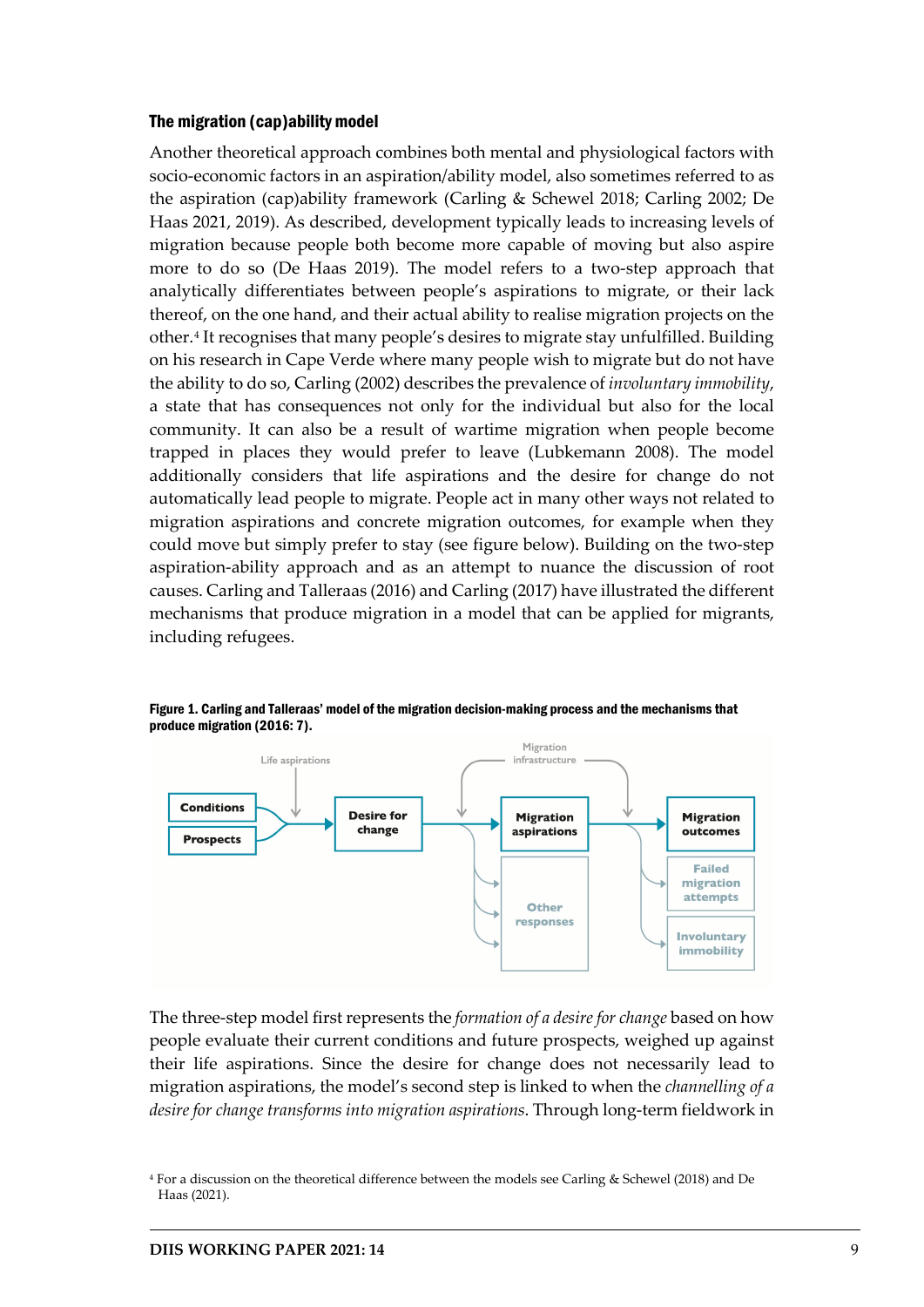### The migration (cap)ability model

Another theoretical approach combines both mental and physiological factors with socio-economic factors in an aspiration/ability model, also sometimes referred to as the aspiration (cap)ability framework (Carling & Schewel 2018; Carling 2002; De Haas 2021, 2019). As described, development typically leads to increasing levels of migration because people both become more capable of moving but also aspire more to do so (De Haas 2019). The model refers to a two-step approach that analytically differentiates between people's aspirations to migrate, or their lack thereof, on the one hand, and their actual ability to realise migration projects on the other.[4] It recognises that many people's desires to migrate stay unfulfilled. Building on his research in Cape Verde where many people wish to migrate but do not have the ability to do so, Carling (2002) describes the prevalence of *involuntary immobility*, a state that has consequences not only for the individual but also for the local community. It can also be a result of wartime migration when people become trapped in places they would prefer to leave (Lubkemann 2008). The model additionally considers that life aspirations and the desire for change do not automatically lead people to migrate. People act in many other ways not related to migration aspirations and concrete migration outcomes, for example when they could move but simply prefer to stay (see figure below). Building on the two-step aspiration-ability approach and as an attempt to nuance the discussion of root causes. Carling and Talleraas (2016) and Carling (2017) have illustrated the different mechanisms that produce migration in a model that can be applied for migrants, including refugees.

**Figure 1. Carling and Talleraas' model of the migration decision-making process and the mechanisms that produce migration (2016: 7).**

Life aspirations; Migration infrastructure; Conditions; Prospects; Desire for change; Migration aspirations; Other responses; Migration outcomes; Failed migration attempts; Involuntary immobility

The three-step model first represents the *formation of a desire for change* based on how people evaluate their current conditions and future prospects, weighed up against their life aspirations. Since the desire for change does not necessarily lead to migration aspirations, the model's second step is linked to when the *channelling of a desire for change transforms into migration aspirations*. Through long-term fieldwork in

[4] For a discussion on the theoretical difference between the models see Carling & Schewel (2018) and De Haas (2021).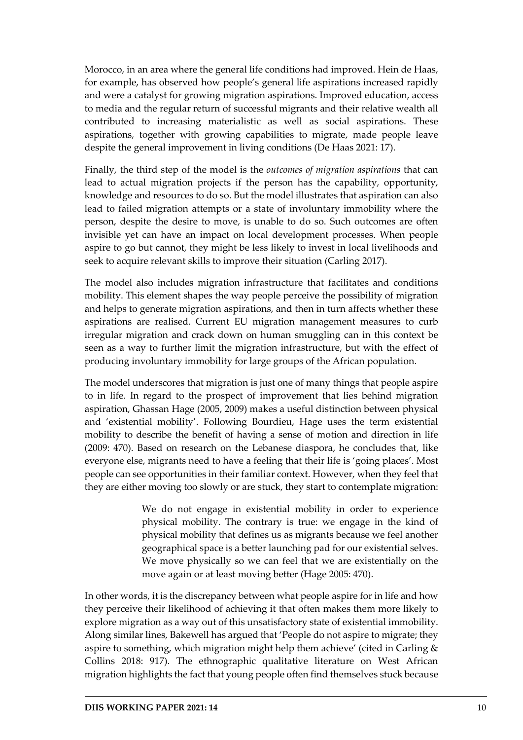Morocco, in an area where the general life conditions had improved. Hein de Haas, for example, has observed how people's general life aspirations increased rapidly and were a catalyst for growing migration aspirations. Improved education, access to media and the regular return of successful migrants and their relative wealth all contributed to increasing materialistic as well as social aspirations. These aspirations, together with growing capabilities to migrate, made people leave despite the general improvement in living conditions (De Haas 2021: 17).

Finally, the third step of the model is the *outcomes of migration aspirations* that can lead to actual migration projects if the person has the capability, opportunity, knowledge and resources to do so. But the model illustrates that aspiration can also lead to failed migration attempts or a state of involuntary immobility where the person, despite the desire to move, is unable to do so. Such outcomes are often invisible yet can have an impact on local development processes. When people aspire to go but cannot, they might be less likely to invest in local livelihoods and seek to acquire relevant skills to improve their situation (Carling 2017).

The model also includes migration infrastructure that facilitates and conditions mobility. This element shapes the way people perceive the possibility of migration and helps to generate migration aspirations, and then in turn affects whether these aspirations are realised. Current EU migration management measures to curb irregular migration and crack down on human smuggling can in this context be seen as a way to further limit the migration infrastructure, but with the effect of producing involuntary immobility for large groups of the African population.

The model underscores that migration is just one of many things that people aspire to in life. In regard to the prospect of improvement that lies behind migration aspiration, Ghassan Hage (2005, 2009) makes a useful distinction between physical and 'existential mobility'. Following Bourdieu, Hage uses the term existential mobility to describe the benefit of having a sense of motion and direction in life (2009: 470). Based on research on the Lebanese diaspora, he concludes that, like everyone else, migrants need to have a feeling that their life is 'going places'. Most people can see opportunities in their familiar context. However, when they feel that they are either moving too slowly or are stuck, they start to contemplate migration:

> We do not engage in existential mobility in order to experience physical mobility. The contrary is true: we engage in the kind of physical mobility that defines us as migrants because we feel another geographical space is a better launching pad for our existential selves. We move physically so we can feel that we are existentially on the move again or at least moving better (Hage 2005: 470).

In other words, it is the discrepancy between what people aspire for in life and how they perceive their likelihood of achieving it that often makes them more likely to explore migration as a way out of this unsatisfactory state of existential immobility. Along similar lines, Bakewell has argued that 'People do not aspire to migrate; they aspire to something, which migration might help them achieve' (cited in Carling & Collins 2018: 917). The ethnographic qualitative literature on West African migration highlights the fact that young people often find themselves stuck because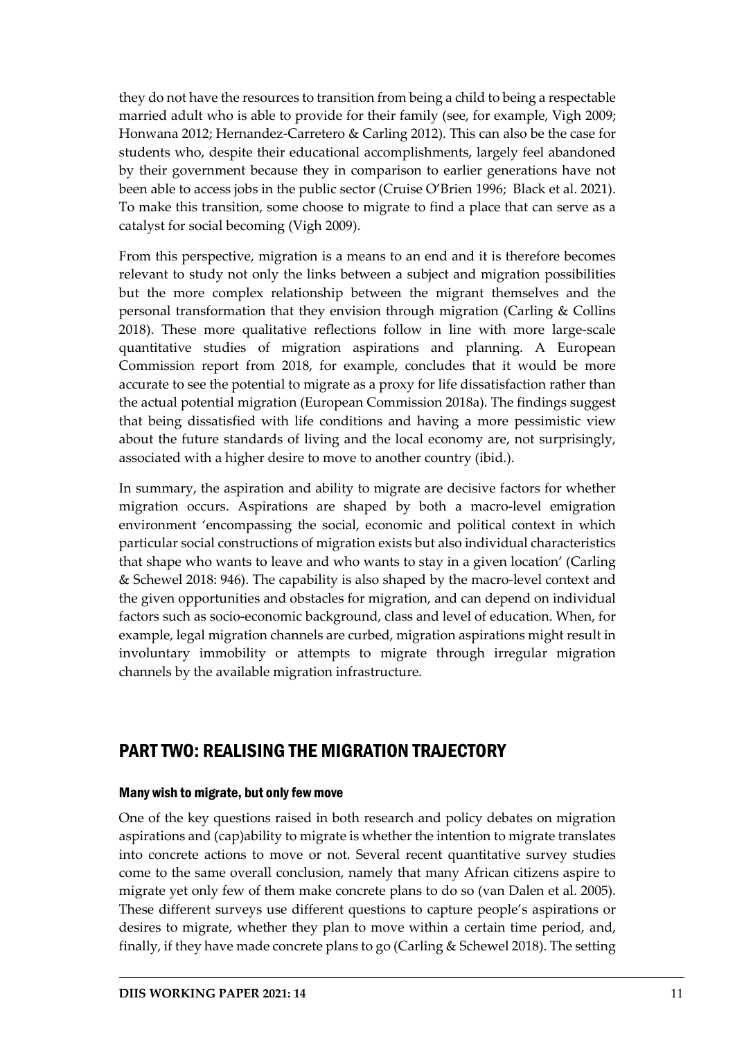they do not have the resources to transition from being a child to being a respectable married adult who is able to provide for their family (see, for example, Vigh 2009; Honwana 2012; Hernandez-Carretero & Carling 2012). This can also be the case for students who, despite their educational accomplishments, largely feel abandoned by their government because they in comparison to earlier generations have not been able to access jobs in the public sector (Cruise O'Brien 1996; Black et al. 2021). To make this transition, some choose to migrate to find a place that can serve as a catalyst for social becoming (Vigh 2009).

From this perspective, migration is a means to an end and it is therefore becomes relevant to study not only the links between a subject and migration possibilities but the more complex relationship between the migrant themselves and the personal transformation that they envision through migration (Carling & Collins 2018). These more qualitative reflections follow in line with more large-scale quantitative studies of migration aspirations and planning. A European Commission report from 2018, for example, concludes that it would be more accurate to see the potential to migrate as a proxy for life dissatisfaction rather than the actual potential migration (European Commission 2018a). The findings suggest that being dissatisfied with life conditions and having a more pessimistic view about the future standards of living and the local economy are, not surprisingly, associated with a higher desire to move to another country (ibid.).

In summary, the aspiration and ability to migrate are decisive factors for whether migration occurs. Aspirations are shaped by both a macro-level emigration environment 'encompassing the social, economic and political context in which particular social constructions of migration exists but also individual characteristics that shape who wants to leave and who wants to stay in a given location' (Carling & Schewel 2018: 946). The capability is also shaped by the macro-level context and the given opportunities and obstacles for migration, and can depend on individual factors such as socio-economic background, class and level of education. When, for example, legal migration channels are curbed, migration aspirations might result in involuntary immobility or attempts to migrate through irregular migration channels by the available migration infrastructure.

## PART TWO: REALISING THE MIGRATION TRAJECTORY

### Many wish to migrate, but only few move

One of the key questions raised in both research and policy debates on migration aspirations and (cap)ability to migrate is whether the intention to migrate translates into concrete actions to move or not. Several recent quantitative survey studies come to the same overall conclusion, namely that many African citizens aspire to migrate yet only few of them make concrete plans to do so (van Dalen et al. 2005). These different surveys use different questions to capture people's aspirations or desires to migrate, whether they plan to move within a certain time period, and, finally, if they have made concrete plans to go (Carling & Schewel 2018). The setting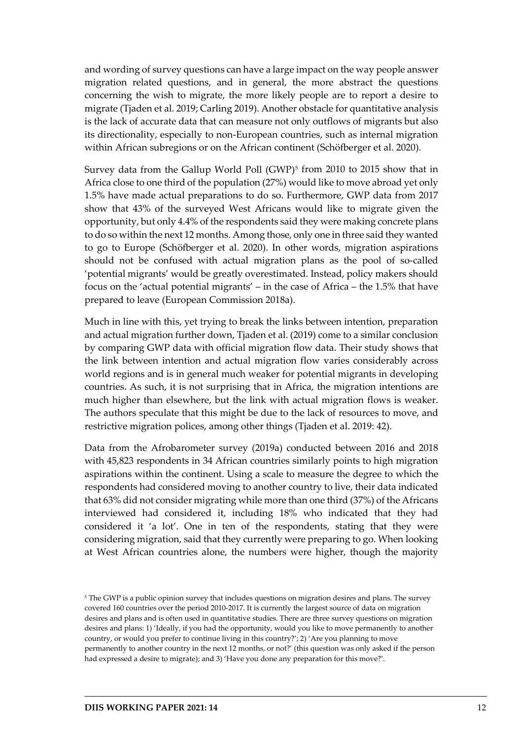and wording of survey questions can have a large impact on the way people answer migration related questions, and in general, the more abstract the questions concerning the wish to migrate, the more likely people are to report a desire to migrate (Tjaden et al. 2019; Carling 2019). Another obstacle for quantitative analysis is the lack of accurate data that can measure not only outflows of migrants but also its directionality, especially to non-European countries, such as internal migration within African subregions or on the African continent (Schöfberger et al. 2020).

Survey data from the Gallup World Poll (GWP)[5] from 2010 to 2015 show that in Africa close to one third of the population (27%) would like to move abroad yet only 1.5% have made actual preparations to do so. Furthermore, GWP data from 2017 show that 43% of the surveyed West Africans would like to migrate given the opportunity, but only 4.4% of the respondents said they were making concrete plans to do so within the next 12 months. Among those, only one in three said they wanted to go to Europe (Schöfberger et al. 2020). In other words, migration aspirations should not be confused with actual migration plans as the pool of so-called 'potential migrants' would be greatly overestimated. Instead, policy makers should focus on the 'actual potential migrants' – in the case of Africa – the 1.5% that have prepared to leave (European Commission 2018a).

Much in line with this, yet trying to break the links between intention, preparation and actual migration further down, Tjaden et al. (2019) come to a similar conclusion by comparing GWP data with official migration flow data. Their study shows that the link between intention and actual migration flow varies considerably across world regions and is in general much weaker for potential migrants in developing countries. As such, it is not surprising that in Africa, the migration intentions are much higher than elsewhere, but the link with actual migration flows is weaker. The authors speculate that this might be due to the lack of resources to move, and restrictive migration polices, among other things (Tjaden et al. 2019: 42).

Data from the Afrobarometer survey (2019a) conducted between 2016 and 2018 with 45,823 respondents in 34 African countries similarly points to high migration aspirations within the continent. Using a scale to measure the degree to which the respondents had considered moving to another country to live, their data indicated that 63% did not consider migrating while more than one third (37%) of the Africans interviewed had considered it, including 18% who indicated that they had considered it 'a lot'. One in ten of the respondents, stating that they were considering migration, said that they currently were preparing to go. When looking at West African countries alone, the numbers were higher, though the majority

[5] The GWP is a public opinion survey that includes questions on migration desires and plans. The survey covered 160 countries over the period 2010-2017. It is currently the largest source of data on migration desires and plans and is often used in quantitative studies. There are three survey questions on migration desires and plans: 1) 'Ideally, if you had the opportunity, would you like to move permanently to another country, or would you prefer to continue living in this country?'; 2) 'Are you planning to move permanently to another country in the next 12 months, or not?' (this question was only asked if the person had expressed a desire to migrate); and 3) 'Have you done any preparation for this move?'.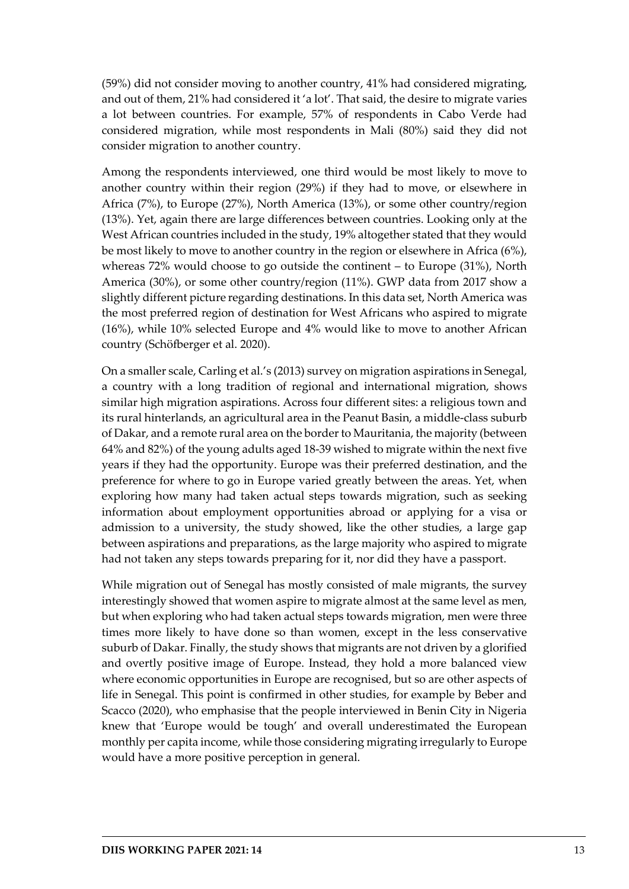(59%) did not consider moving to another country, 41% had considered migrating, and out of them, 21% had considered it 'a lot'. That said, the desire to migrate varies a lot between countries. For example, 57% of respondents in Cabo Verde had considered migration, while most respondents in Mali (80%) said they did not consider migration to another country.

Among the respondents interviewed, one third would be most likely to move to another country within their region (29%) if they had to move, or elsewhere in Africa (7%), to Europe (27%), North America (13%), or some other country/region (13%). Yet, again there are large differences between countries. Looking only at the West African countries included in the study, 19% altogether stated that they would be most likely to move to another country in the region or elsewhere in Africa (6%), whereas 72% would choose to go outside the continent – to Europe (31%), North America (30%), or some other country/region (11%). GWP data from 2017 show a slightly different picture regarding destinations. In this data set, North America was the most preferred region of destination for West Africans who aspired to migrate (16%), while 10% selected Europe and 4% would like to move to another African country (Schöfberger et al. 2020).

On a smaller scale, Carling et al.'s (2013) survey on migration aspirations in Senegal, a country with a long tradition of regional and international migration, shows similar high migration aspirations. Across four different sites: a religious town and its rural hinterlands, an agricultural area in the Peanut Basin, a middle-class suburb of Dakar, and a remote rural area on the border to Mauritania, the majority (between 64% and 82%) of the young adults aged 18-39 wished to migrate within the next five years if they had the opportunity. Europe was their preferred destination, and the preference for where to go in Europe varied greatly between the areas. Yet, when exploring how many had taken actual steps towards migration, such as seeking information about employment opportunities abroad or applying for a visa or admission to a university, the study showed, like the other studies, a large gap between aspirations and preparations, as the large majority who aspired to migrate had not taken any steps towards preparing for it, nor did they have a passport.

While migration out of Senegal has mostly consisted of male migrants, the survey interestingly showed that women aspire to migrate almost at the same level as men, but when exploring who had taken actual steps towards migration, men were three times more likely to have done so than women, except in the less conservative suburb of Dakar. Finally, the study shows that migrants are not driven by a glorified and overtly positive image of Europe. Instead, they hold a more balanced view where economic opportunities in Europe are recognised, but so are other aspects of life in Senegal. This point is confirmed in other studies, for example by Beber and Scacco (2020), who emphasise that the people interviewed in Benin City in Nigeria knew that 'Europe would be tough' and overall underestimated the European monthly per capita income, while those considering migrating irregularly to Europe would have a more positive perception in general.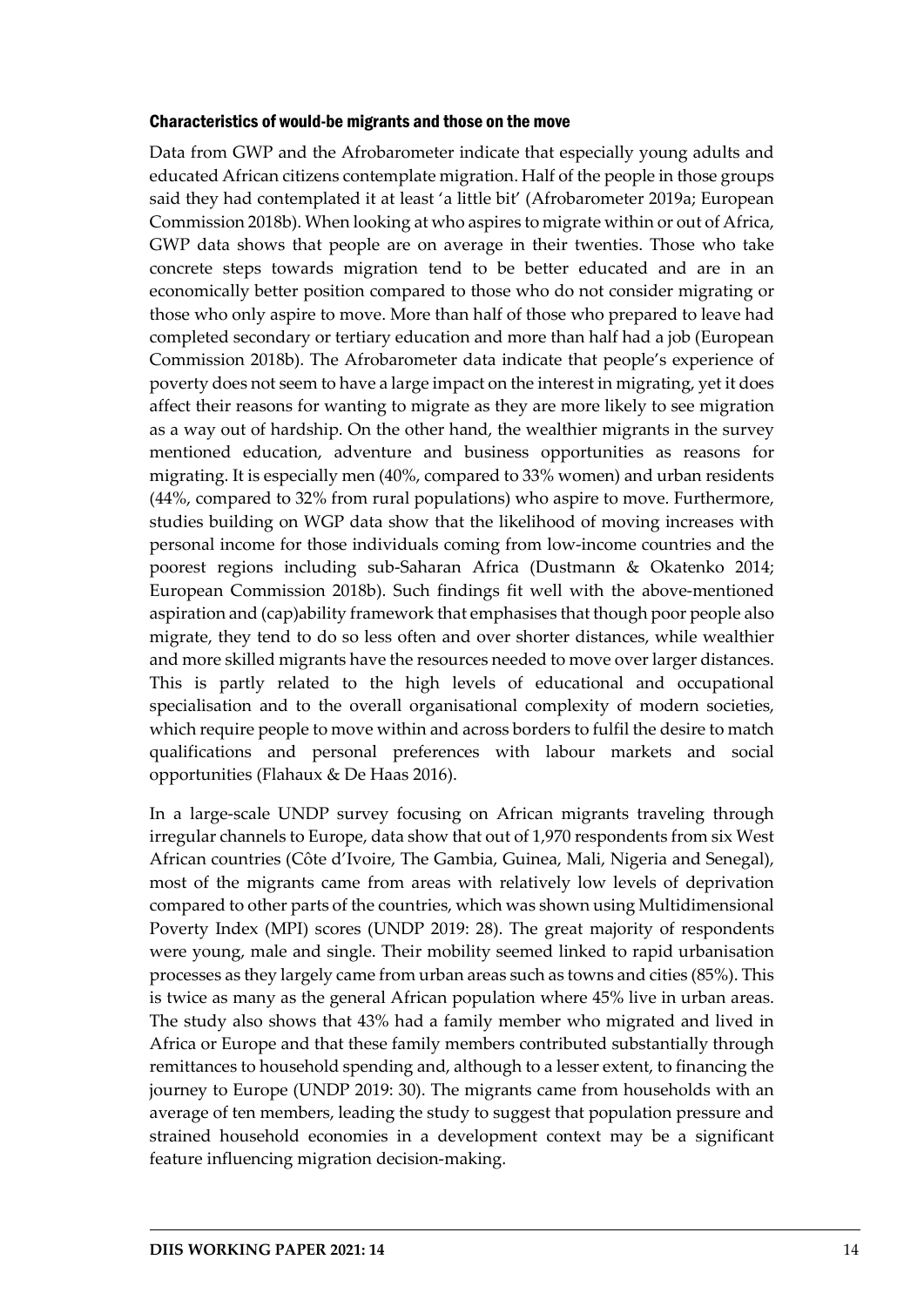### Characteristics of would-be migrants and those on the move

Data from GWP and the Afrobarometer indicate that especially young adults and educated African citizens contemplate migration. Half of the people in those groups said they had contemplated it at least 'a little bit' (Afrobarometer 2019a; European Commission 2018b). When looking at who aspires to migrate within or out of Africa, GWP data shows that people are on average in their twenties. Those who take concrete steps towards migration tend to be better educated and are in an economically better position compared to those who do not consider migrating or those who only aspire to move. More than half of those who prepared to leave had completed secondary or tertiary education and more than half had a job (European Commission 2018b). The Afrobarometer data indicate that people's experience of poverty does not seem to have a large impact on the interest in migrating, yet it does affect their reasons for wanting to migrate as they are more likely to see migration as a way out of hardship. On the other hand, the wealthier migrants in the survey mentioned education, adventure and business opportunities as reasons for migrating. It is especially men (40%, compared to 33% women) and urban residents (44%, compared to 32% from rural populations) who aspire to move. Furthermore, studies building on WGP data show that the likelihood of moving increases with personal income for those individuals coming from low-income countries and the poorest regions including sub-Saharan Africa (Dustmann & Okatenko 2014; European Commission 2018b). Such findings fit well with the above-mentioned aspiration and (cap)ability framework that emphasises that though poor people also migrate, they tend to do so less often and over shorter distances, while wealthier and more skilled migrants have the resources needed to move over larger distances. This is partly related to the high levels of educational and occupational specialisation and to the overall organisational complexity of modern societies, which require people to move within and across borders to fulfil the desire to match qualifications and personal preferences with labour markets and social opportunities (Flahaux & De Haas 2016).

In a large-scale UNDP survey focusing on African migrants traveling through irregular channels to Europe, data show that out of 1,970 respondents from six West African countries (Côte d'Ivoire, The Gambia, Guinea, Mali, Nigeria and Senegal), most of the migrants came from areas with relatively low levels of deprivation compared to other parts of the countries, which was shown using Multidimensional Poverty Index (MPI) scores (UNDP 2019: 28). The great majority of respondents were young, male and single. Their mobility seemed linked to rapid urbanisation processes as they largely came from urban areas such as towns and cities (85%). This is twice as many as the general African population where 45% live in urban areas. The study also shows that 43% had a family member who migrated and lived in Africa or Europe and that these family members contributed substantially through remittances to household spending and, although to a lesser extent, to financing the journey to Europe (UNDP 2019: 30). The migrants came from households with an average of ten members, leading the study to suggest that population pressure and strained household economies in a development context may be a significant feature influencing migration decision-making.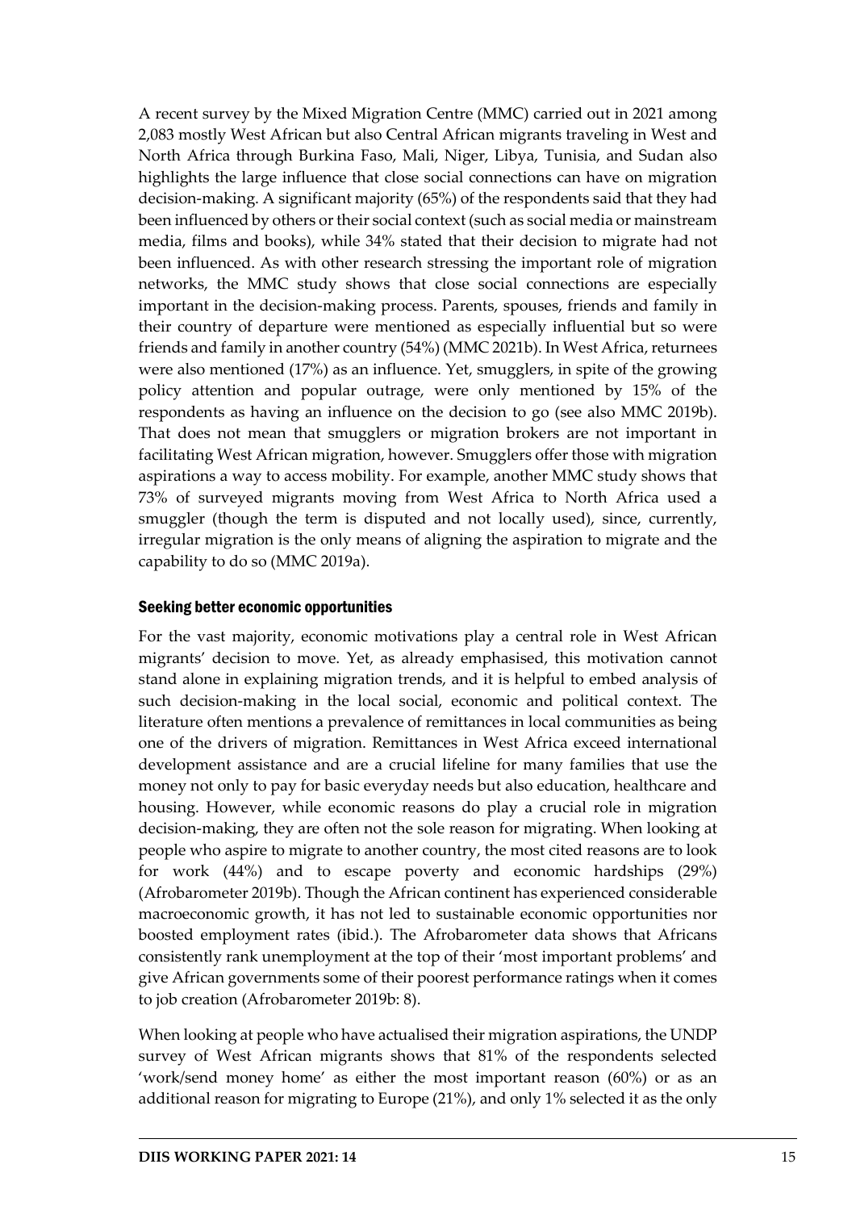A recent survey by the Mixed Migration Centre (MMC) carried out in 2021 among 2,083 mostly West African but also Central African migrants traveling in West and North Africa through Burkina Faso, Mali, Niger, Libya, Tunisia, and Sudan also highlights the large influence that close social connections can have on migration decision-making. A significant majority (65%) of the respondents said that they had been influenced by others or their social context (such as social media or mainstream media, films and books), while 34% stated that their decision to migrate had not been influenced. As with other research stressing the important role of migration networks, the MMC study shows that close social connections are especially important in the decision-making process. Parents, spouses, friends and family in their country of departure were mentioned as especially influential but so were friends and family in another country (54%) (MMC 2021b). In West Africa, returnees were also mentioned (17%) as an influence. Yet, smugglers, in spite of the growing policy attention and popular outrage, were only mentioned by 15% of the respondents as having an influence on the decision to go (see also MMC 2019b). That does not mean that smugglers or migration brokers are not important in facilitating West African migration, however. Smugglers offer those with migration aspirations a way to access mobility. For example, another MMC study shows that 73% of surveyed migrants moving from West Africa to North Africa used a smuggler (though the term is disputed and not locally used), since, currently, irregular migration is the only means of aligning the aspiration to migrate and the capability to do so (MMC 2019a).

### Seeking better economic opportunities

For the vast majority, economic motivations play a central role in West African migrants' decision to move. Yet, as already emphasised, this motivation cannot stand alone in explaining migration trends, and it is helpful to embed analysis of such decision-making in the local social, economic and political context. The literature often mentions a prevalence of remittances in local communities as being one of the drivers of migration. Remittances in West Africa exceed international development assistance and are a crucial lifeline for many families that use the money not only to pay for basic everyday needs but also education, healthcare and housing. However, while economic reasons do play a crucial role in migration decision-making, they are often not the sole reason for migrating. When looking at people who aspire to migrate to another country, the most cited reasons are to look for work (44%) and to escape poverty and economic hardships (29%) (Afrobarometer 2019b). Though the African continent has experienced considerable macroeconomic growth, it has not led to sustainable economic opportunities nor boosted employment rates (ibid.). The Afrobarometer data shows that Africans consistently rank unemployment at the top of their 'most important problems' and give African governments some of their poorest performance ratings when it comes to job creation (Afrobarometer 2019b: 8).

When looking at people who have actualised their migration aspirations, the UNDP survey of West African migrants shows that 81% of the respondents selected 'work/send money home' as either the most important reason (60%) or as an additional reason for migrating to Europe (21%), and only 1% selected it as the only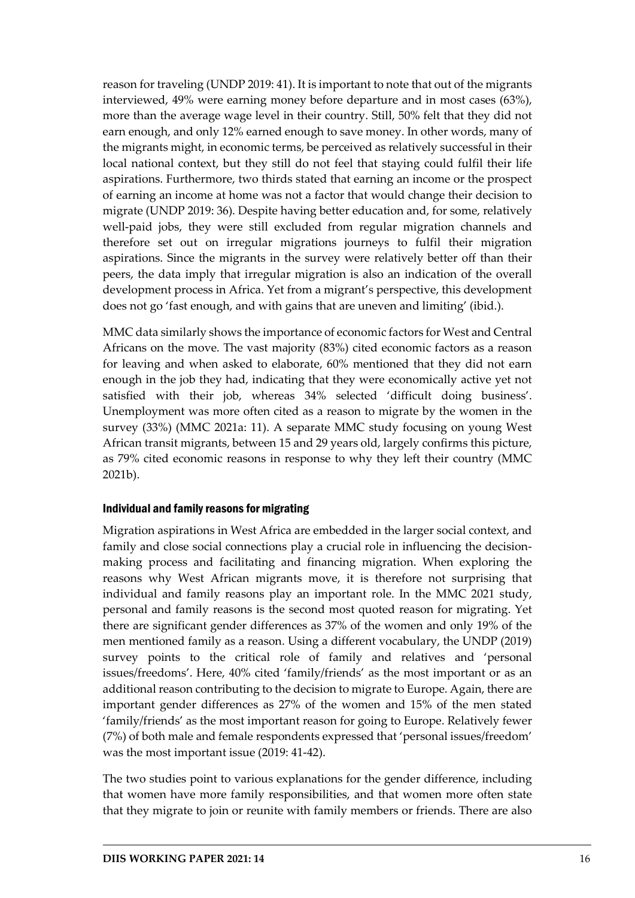reason for traveling (UNDP 2019: 41). It is important to note that out of the migrants interviewed, 49% were earning money before departure and in most cases (63%), more than the average wage level in their country. Still, 50% felt that they did not earn enough, and only 12% earned enough to save money. In other words, many of the migrants might, in economic terms, be perceived as relatively successful in their local national context, but they still do not feel that staying could fulfil their life aspirations. Furthermore, two thirds stated that earning an income or the prospect of earning an income at home was not a factor that would change their decision to migrate (UNDP 2019: 36). Despite having better education and, for some, relatively well-paid jobs, they were still excluded from regular migration channels and therefore set out on irregular migrations journeys to fulfil their migration aspirations. Since the migrants in the survey were relatively better off than their peers, the data imply that irregular migration is also an indication of the overall development process in Africa. Yet from a migrant's perspective, this development does not go 'fast enough, and with gains that are uneven and limiting' (ibid.).

MMC data similarly shows the importance of economic factors for West and Central Africans on the move. The vast majority (83%) cited economic factors as a reason for leaving and when asked to elaborate, 60% mentioned that they did not earn enough in the job they had, indicating that they were economically active yet not satisfied with their job, whereas 34% selected 'difficult doing business'. Unemployment was more often cited as a reason to migrate by the women in the survey (33%) (MMC 2021a: 11). A separate MMC study focusing on young West African transit migrants, between 15 and 29 years old, largely confirms this picture, as 79% cited economic reasons in response to why they left their country (MMC 2021b).

### Individual and family reasons for migrating

Migration aspirations in West Africa are embedded in the larger social context, and family and close social connections play a crucial role in influencing the decision-making process and facilitating and financing migration. When exploring the reasons why West African migrants move, it is therefore not surprising that individual and family reasons play an important role. In the MMC 2021 study, personal and family reasons is the second most quoted reason for migrating. Yet there are significant gender differences as 37% of the women and only 19% of the men mentioned family as a reason. Using a different vocabulary, the UNDP (2019) survey points to the critical role of family and relatives and 'personal issues/freedoms'. Here, 40% cited 'family/friends' as the most important or as an additional reason contributing to the decision to migrate to Europe. Again, there are important gender differences as 27% of the women and 15% of the men stated 'family/friends' as the most important reason for going to Europe. Relatively fewer (7%) of both male and female respondents expressed that 'personal issues/freedom' was the most important issue (2019: 41-42).

The two studies point to various explanations for the gender difference, including that women have more family responsibilities, and that women more often state that they migrate to join or reunite with family members or friends. There are also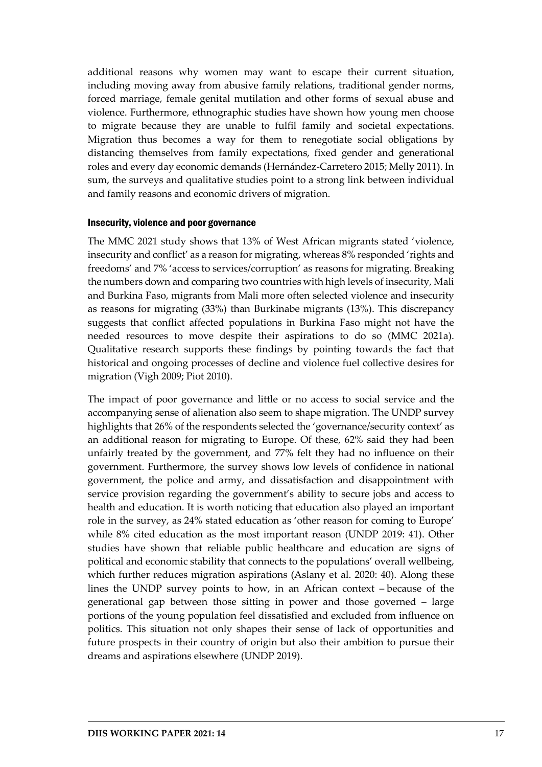additional reasons why women may want to escape their current situation, including moving away from abusive family relations, traditional gender norms, forced marriage, female genital mutilation and other forms of sexual abuse and violence. Furthermore, ethnographic studies have shown how young men choose to migrate because they are unable to fulfil family and societal expectations. Migration thus becomes a way for them to renegotiate social obligations by distancing themselves from family expectations, fixed gender and generational roles and every day economic demands (Hernández-Carretero 2015; Melly 2011). In sum, the surveys and qualitative studies point to a strong link between individual and family reasons and economic drivers of migration.

### Insecurity, violence and poor governance

The MMC 2021 study shows that 13% of West African migrants stated 'violence, insecurity and conflict' as a reason for migrating, whereas 8% responded 'rights and freedoms' and 7% 'access to services/corruption' as reasons for migrating. Breaking the numbers down and comparing two countries with high levels of insecurity, Mali and Burkina Faso, migrants from Mali more often selected violence and insecurity as reasons for migrating (33%) than Burkinabe migrants (13%). This discrepancy suggests that conflict affected populations in Burkina Faso might not have the needed resources to move despite their aspirations to do so (MMC 2021a). Qualitative research supports these findings by pointing towards the fact that historical and ongoing processes of decline and violence fuel collective desires for migration (Vigh 2009; Piot 2010).

The impact of poor governance and little or no access to social service and the accompanying sense of alienation also seem to shape migration. The UNDP survey highlights that 26% of the respondents selected the 'governance/security context' as an additional reason for migrating to Europe. Of these, 62% said they had been unfairly treated by the government, and 77% felt they had no influence on their government. Furthermore, the survey shows low levels of confidence in national government, the police and army, and dissatisfaction and disappointment with service provision regarding the government's ability to secure jobs and access to health and education. It is worth noticing that education also played an important role in the survey, as 24% stated education as 'other reason for coming to Europe' while 8% cited education as the most important reason (UNDP 2019: 41). Other studies have shown that reliable public healthcare and education are signs of political and economic stability that connects to the populations' overall wellbeing, which further reduces migration aspirations (Aslany et al. 2020: 40). Along these lines the UNDP survey points to how, in an African context – because of the generational gap between those sitting in power and those governed – large portions of the young population feel dissatisfied and excluded from influence on politics. This situation not only shapes their sense of lack of opportunities and future prospects in their country of origin but also their ambition to pursue their dreams and aspirations elsewhere (UNDP 2019).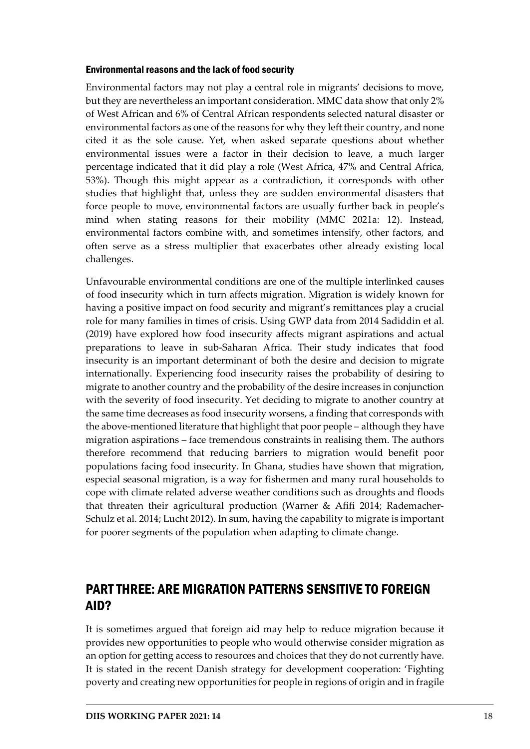### Environmental reasons and the lack of food security

Environmental factors may not play a central role in migrants' decisions to move, but they are nevertheless an important consideration. MMC data show that only 2% of West African and 6% of Central African respondents selected natural disaster or environmental factors as one of the reasons for why they left their country, and none cited it as the sole cause. Yet, when asked separate questions about whether environmental issues were a factor in their decision to leave, a much larger percentage indicated that it did play a role (West Africa, 47% and Central Africa, 53%). Though this might appear as a contradiction, it corresponds with other studies that highlight that, unless they are sudden environmental disasters that force people to move, environmental factors are usually further back in people's mind when stating reasons for their mobility (MMC 2021a: 12). Instead, environmental factors combine with, and sometimes intensify, other factors, and often serve as a stress multiplier that exacerbates other already existing local challenges.

Unfavourable environmental conditions are one of the multiple interlinked causes of food insecurity which in turn affects migration. Migration is widely known for having a positive impact on food security and migrant's remittances play a crucial role for many families in times of crisis. Using GWP data from 2014 Sadiddin et al. (2019) have explored how food insecurity affects migrant aspirations and actual preparations to leave in sub-Saharan Africa. Their study indicates that food insecurity is an important determinant of both the desire and decision to migrate internationally. Experiencing food insecurity raises the probability of desiring to migrate to another country and the probability of the desire increases in conjunction with the severity of food insecurity. Yet deciding to migrate to another country at the same time decreases as food insecurity worsens, a finding that corresponds with the above-mentioned literature that highlight that poor people – although they have migration aspirations – face tremendous constraints in realising them. The authors therefore recommend that reducing barriers to migration would benefit poor populations facing food insecurity. In Ghana, studies have shown that migration, especial seasonal migration, is a way for fishermen and many rural households to cope with climate related adverse weather conditions such as droughts and floods that threaten their agricultural production (Warner & Afifi 2014; Rademacher-Schulz et al. 2014; Lucht 2012). In sum, having the capability to migrate is important for poorer segments of the population when adapting to climate change.

## PART THREE: ARE MIGRATION PATTERNS SENSITIVE TO FOREIGN AID?

It is sometimes argued that foreign aid may help to reduce migration because it provides new opportunities to people who would otherwise consider migration as an option for getting access to resources and choices that they do not currently have. It is stated in the recent Danish strategy for development cooperation: 'Fighting poverty and creating new opportunities for people in regions of origin and in fragile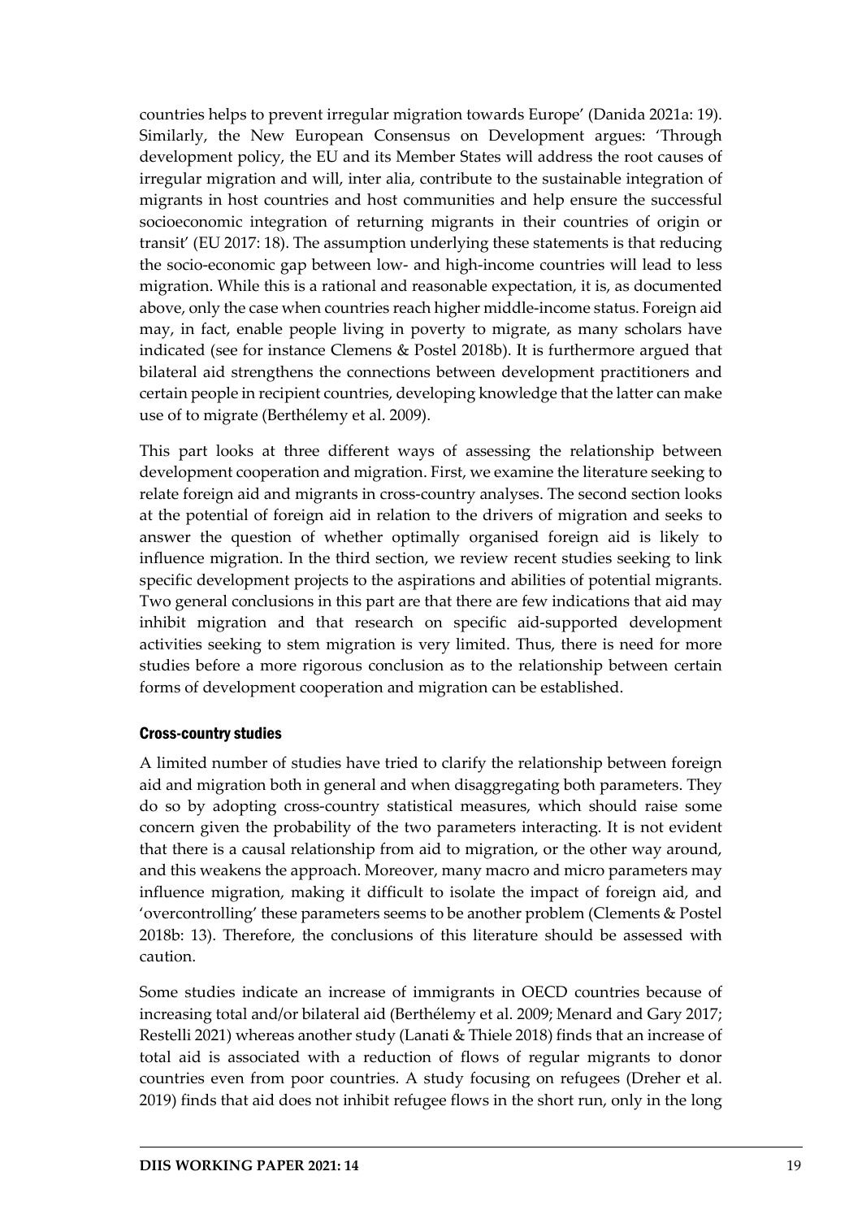countries helps to prevent irregular migration towards Europe' (Danida 2021a: 19). Similarly, the New European Consensus on Development argues: 'Through development policy, the EU and its Member States will address the root causes of irregular migration and will, inter alia, contribute to the sustainable integration of migrants in host countries and host communities and help ensure the successful socioeconomic integration of returning migrants in their countries of origin or transit' (EU 2017: 18). The assumption underlying these statements is that reducing the socio-economic gap between low- and high-income countries will lead to less migration. While this is a rational and reasonable expectation, it is, as documented above, only the case when countries reach higher middle-income status. Foreign aid may, in fact, enable people living in poverty to migrate, as many scholars have indicated (see for instance Clemens & Postel 2018b). It is furthermore argued that bilateral aid strengthens the connections between development practitioners and certain people in recipient countries, developing knowledge that the latter can make use of to migrate (Berthélemy et al. 2009).

This part looks at three different ways of assessing the relationship between development cooperation and migration. First, we examine the literature seeking to relate foreign aid and migrants in cross-country analyses. The second section looks at the potential of foreign aid in relation to the drivers of migration and seeks to answer the question of whether optimally organised foreign aid is likely to influence migration. In the third section, we review recent studies seeking to link specific development projects to the aspirations and abilities of potential migrants. Two general conclusions in this part are that there are few indications that aid may inhibit migration and that research on specific aid-supported development activities seeking to stem migration is very limited. Thus, there is need for more studies before a more rigorous conclusion as to the relationship between certain forms of development cooperation and migration can be established.

### Cross-country studies

A limited number of studies have tried to clarify the relationship between foreign aid and migration both in general and when disaggregating both parameters. They do so by adopting cross-country statistical measures, which should raise some concern given the probability of the two parameters interacting. It is not evident that there is a causal relationship from aid to migration, or the other way around, and this weakens the approach. Moreover, many macro and micro parameters may influence migration, making it difficult to isolate the impact of foreign aid, and 'overcontrolling' these parameters seems to be another problem (Clements & Postel 2018b: 13). Therefore, the conclusions of this literature should be assessed with caution.

Some studies indicate an increase of immigrants in OECD countries because of increasing total and/or bilateral aid (Berthélemy et al. 2009; Menard and Gary 2017; Restelli 2021) whereas another study (Lanati & Thiele 2018) finds that an increase of total aid is associated with a reduction of flows of regular migrants to donor countries even from poor countries. A study focusing on refugees (Dreher et al. 2019) finds that aid does not inhibit refugee flows in the short run, only in the long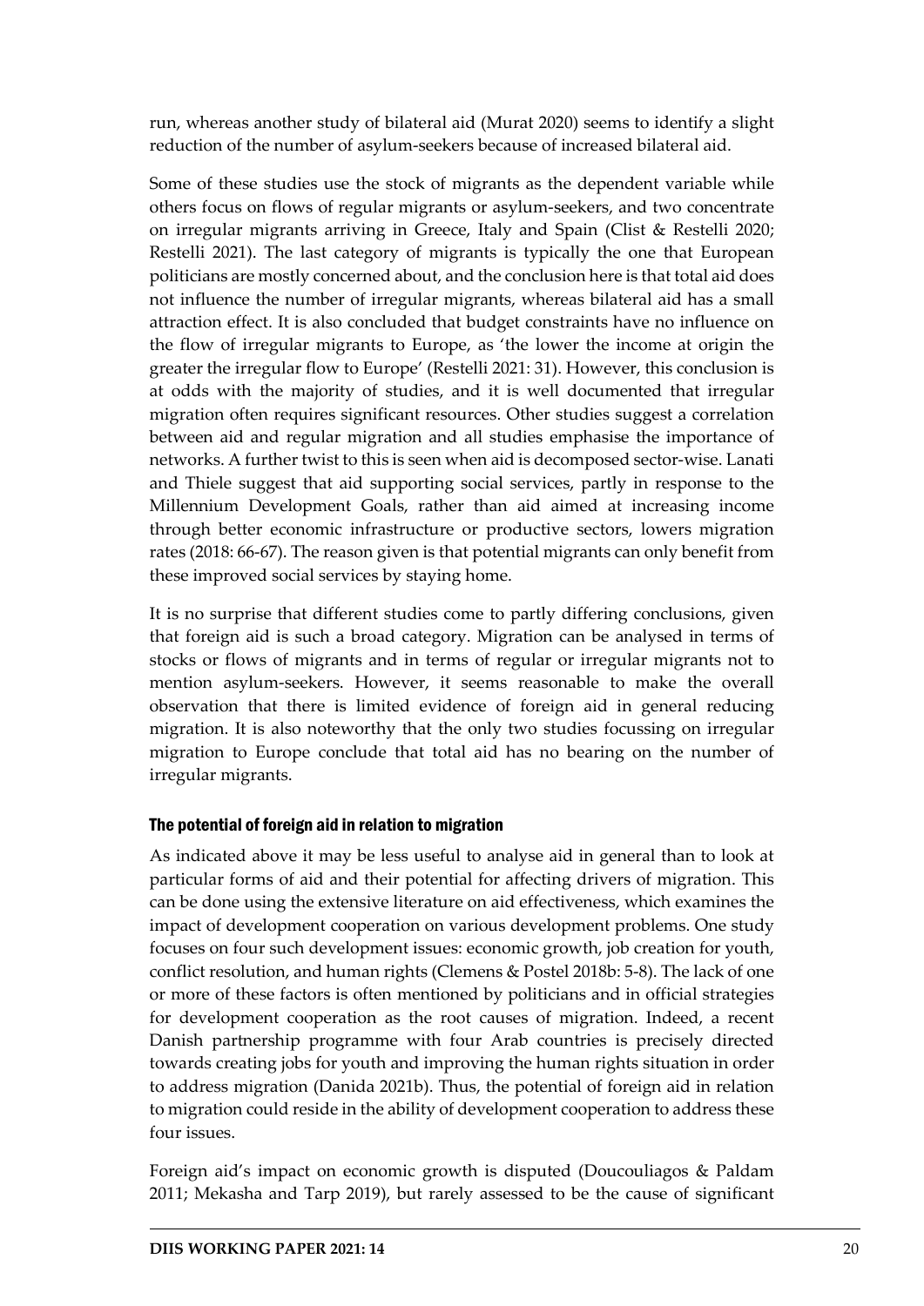run, whereas another study of bilateral aid (Murat 2020) seems to identify a slight reduction of the number of asylum-seekers because of increased bilateral aid.

Some of these studies use the stock of migrants as the dependent variable while others focus on flows of regular migrants or asylum-seekers, and two concentrate on irregular migrants arriving in Greece, Italy and Spain (Clist & Restelli 2020; Restelli 2021). The last category of migrants is typically the one that European politicians are mostly concerned about, and the conclusion here is that total aid does not influence the number of irregular migrants, whereas bilateral aid has a small attraction effect. It is also concluded that budget constraints have no influence on the flow of irregular migrants to Europe, as 'the lower the income at origin the greater the irregular flow to Europe' (Restelli 2021: 31). However, this conclusion is at odds with the majority of studies, and it is well documented that irregular migration often requires significant resources. Other studies suggest a correlation between aid and regular migration and all studies emphasise the importance of networks. A further twist to this is seen when aid is decomposed sector-wise. Lanati and Thiele suggest that aid supporting social services, partly in response to the Millennium Development Goals, rather than aid aimed at increasing income through better economic infrastructure or productive sectors, lowers migration rates (2018: 66-67). The reason given is that potential migrants can only benefit from these improved social services by staying home.

It is no surprise that different studies come to partly differing conclusions, given that foreign aid is such a broad category. Migration can be analysed in terms of stocks or flows of migrants and in terms of regular or irregular migrants not to mention asylum-seekers. However, it seems reasonable to make the overall observation that there is limited evidence of foreign aid in general reducing migration. It is also noteworthy that the only two studies focussing on irregular migration to Europe conclude that total aid has no bearing on the number of irregular migrants.

### The potential of foreign aid in relation to migration

As indicated above it may be less useful to analyse aid in general than to look at particular forms of aid and their potential for affecting drivers of migration. This can be done using the extensive literature on aid effectiveness, which examines the impact of development cooperation on various development problems. One study focuses on four such development issues: economic growth, job creation for youth, conflict resolution, and human rights (Clemens & Postel 2018b: 5-8). The lack of one or more of these factors is often mentioned by politicians and in official strategies for development cooperation as the root causes of migration. Indeed, a recent Danish partnership programme with four Arab countries is precisely directed towards creating jobs for youth and improving the human rights situation in order to address migration (Danida 2021b). Thus, the potential of foreign aid in relation to migration could reside in the ability of development cooperation to address these four issues.

Foreign aid's impact on economic growth is disputed (Doucouliagos & Paldam 2011; Mekasha and Tarp 2019), but rarely assessed to be the cause of significant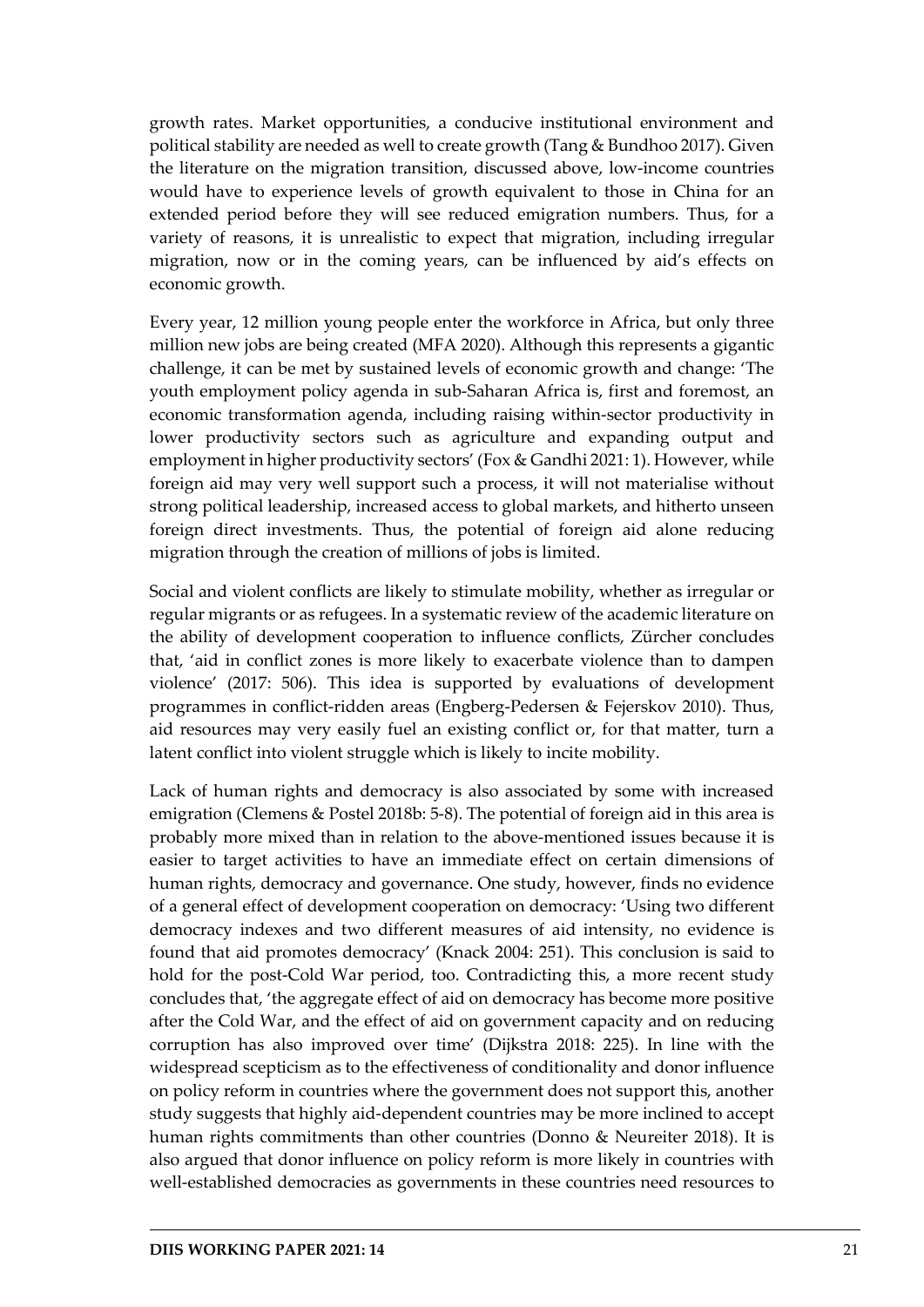growth rates. Market opportunities, a conducive institutional environment and political stability are needed as well to create growth (Tang & Bundhoo 2017). Given the literature on the migration transition, discussed above, low-income countries would have to experience levels of growth equivalent to those in China for an extended period before they will see reduced emigration numbers. Thus, for a variety of reasons, it is unrealistic to expect that migration, including irregular migration, now or in the coming years, can be influenced by aid's effects on economic growth.

Every year, 12 million young people enter the workforce in Africa, but only three million new jobs are being created (MFA 2020). Although this represents a gigantic challenge, it can be met by sustained levels of economic growth and change: 'The youth employment policy agenda in sub-Saharan Africa is, first and foremost, an economic transformation agenda, including raising within-sector productivity in lower productivity sectors such as agriculture and expanding output and employment in higher productivity sectors' (Fox & Gandhi 2021: 1). However, while foreign aid may very well support such a process, it will not materialise without strong political leadership, increased access to global markets, and hitherto unseen foreign direct investments. Thus, the potential of foreign aid alone reducing migration through the creation of millions of jobs is limited.

Social and violent conflicts are likely to stimulate mobility, whether as irregular or regular migrants or as refugees. In a systematic review of the academic literature on the ability of development cooperation to influence conflicts, Zürcher concludes that, 'aid in conflict zones is more likely to exacerbate violence than to dampen violence' (2017: 506). This idea is supported by evaluations of development programmes in conflict-ridden areas (Engberg-Pedersen & Fejerskov 2010). Thus, aid resources may very easily fuel an existing conflict or, for that matter, turn a latent conflict into violent struggle which is likely to incite mobility.

Lack of human rights and democracy is also associated by some with increased emigration (Clemens & Postel 2018b: 5-8). The potential of foreign aid in this area is probably more mixed than in relation to the above-mentioned issues because it is easier to target activities to have an immediate effect on certain dimensions of human rights, democracy and governance. One study, however, finds no evidence of a general effect of development cooperation on democracy: 'Using two different democracy indexes and two different measures of aid intensity, no evidence is found that aid promotes democracy' (Knack 2004: 251). This conclusion is said to hold for the post-Cold War period, too. Contradicting this, a more recent study concludes that, 'the aggregate effect of aid on democracy has become more positive after the Cold War, and the effect of aid on government capacity and on reducing corruption has also improved over time' (Dijkstra 2018: 225). In line with the widespread scepticism as to the effectiveness of conditionality and donor influence on policy reform in countries where the government does not support this, another study suggests that highly aid-dependent countries may be more inclined to accept human rights commitments than other countries (Donno & Neureiter 2018). It is also argued that donor influence on policy reform is more likely in countries with well-established democracies as governments in these countries need resources to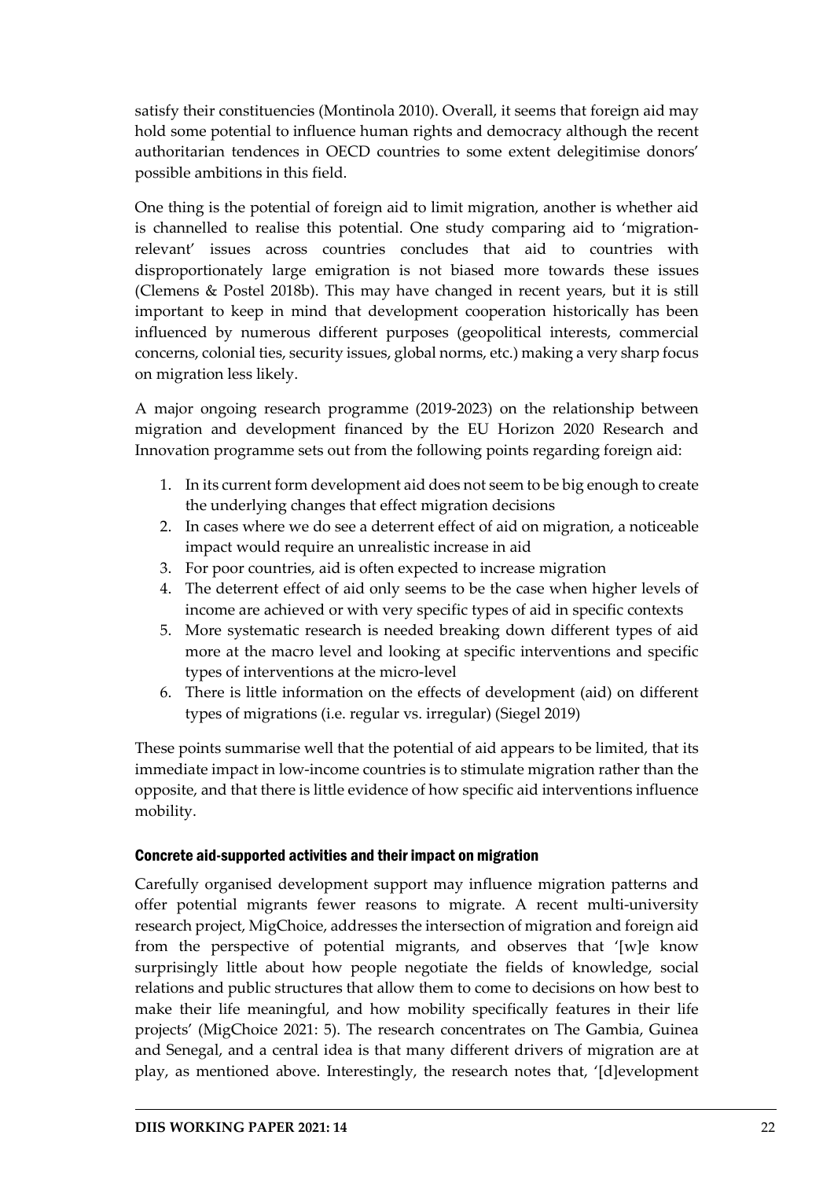satisfy their constituencies (Montinola 2010). Overall, it seems that foreign aid may hold some potential to influence human rights and democracy although the recent authoritarian tendences in OECD countries to some extent delegitimise donors' possible ambitions in this field.

One thing is the potential of foreign aid to limit migration, another is whether aid is channelled to realise this potential. One study comparing aid to 'migration-relevant' issues across countries concludes that aid to countries with disproportionately large emigration is not biased more towards these issues (Clemens & Postel 2018b). This may have changed in recent years, but it is still important to keep in mind that development cooperation historically has been influenced by numerous different purposes (geopolitical interests, commercial concerns, colonial ties, security issues, global norms, etc.) making a very sharp focus on migration less likely.

A major ongoing research programme (2019-2023) on the relationship between migration and development financed by the EU Horizon 2020 Research and Innovation programme sets out from the following points regarding foreign aid:

1. In its current form development aid does not seem to be big enough to create the underlying changes that effect migration decisions
2. In cases where we do see a deterrent effect of aid on migration, a noticeable impact would require an unrealistic increase in aid
3. For poor countries, aid is often expected to increase migration
4. The deterrent effect of aid only seems to be the case when higher levels of income are achieved or with very specific types of aid in specific contexts
5. More systematic research is needed breaking down different types of aid more at the macro level and looking at specific interventions and specific types of interventions at the micro-level
6. There is little information on the effects of development (aid) on different types of migrations (i.e. regular vs. irregular) (Siegel 2019)

These points summarise well that the potential of aid appears to be limited, that its immediate impact in low-income countries is to stimulate migration rather than the opposite, and that there is little evidence of how specific aid interventions influence mobility.

### Concrete aid-supported activities and their impact on migration

Carefully organised development support may influence migration patterns and offer potential migrants fewer reasons to migrate. A recent multi-university research project, MigChoice, addresses the intersection of migration and foreign aid from the perspective of potential migrants, and observes that '[w]e know surprisingly little about how people negotiate the fields of knowledge, social relations and public structures that allow them to come to decisions on how best to make their life meaningful, and how mobility specifically features in their life projects' (MigChoice 2021: 5). The research concentrates on The Gambia, Guinea and Senegal, and a central idea is that many different drivers of migration are at play, as mentioned above. Interestingly, the research notes that, '[d]evelopment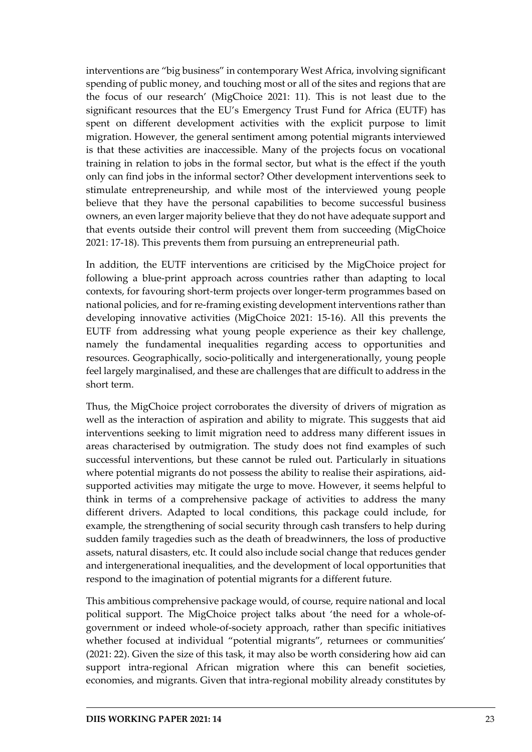interventions are "big business" in contemporary West Africa, involving significant spending of public money, and touching most or all of the sites and regions that are the focus of our research' (MigChoice 2021: 11). This is not least due to the significant resources that the EU's Emergency Trust Fund for Africa (EUTF) has spent on different development activities with the explicit purpose to limit migration. However, the general sentiment among potential migrants interviewed is that these activities are inaccessible. Many of the projects focus on vocational training in relation to jobs in the formal sector, but what is the effect if the youth only can find jobs in the informal sector? Other development interventions seek to stimulate entrepreneurship, and while most of the interviewed young people believe that they have the personal capabilities to become successful business owners, an even larger majority believe that they do not have adequate support and that events outside their control will prevent them from succeeding (MigChoice 2021: 17-18). This prevents them from pursuing an entrepreneurial path.

In addition, the EUTF interventions are criticised by the MigChoice project for following a blue-print approach across countries rather than adapting to local contexts, for favouring short-term projects over longer-term programmes based on national policies, and for re-framing existing development interventions rather than developing innovative activities (MigChoice 2021: 15-16). All this prevents the EUTF from addressing what young people experience as their key challenge, namely the fundamental inequalities regarding access to opportunities and resources. Geographically, socio-politically and intergenerationally, young people feel largely marginalised, and these are challenges that are difficult to address in the short term.

Thus, the MigChoice project corroborates the diversity of drivers of migration as well as the interaction of aspiration and ability to migrate. This suggests that aid interventions seeking to limit migration need to address many different issues in areas characterised by outmigration. The study does not find examples of such successful interventions, but these cannot be ruled out. Particularly in situations where potential migrants do not possess the ability to realise their aspirations, aid-supported activities may mitigate the urge to move. However, it seems helpful to think in terms of a comprehensive package of activities to address the many different drivers. Adapted to local conditions, this package could include, for example, the strengthening of social security through cash transfers to help during sudden family tragedies such as the death of breadwinners, the loss of productive assets, natural disasters, etc. It could also include social change that reduces gender and intergenerational inequalities, and the development of local opportunities that respond to the imagination of potential migrants for a different future.

This ambitious comprehensive package would, of course, require national and local political support. The MigChoice project talks about 'the need for a whole-of-government or indeed whole-of-society approach, rather than specific initiatives whether focused at individual "potential migrants", returnees or communities' (2021: 22). Given the size of this task, it may also be worth considering how aid can support intra-regional African migration where this can benefit societies, economies, and migrants. Given that intra-regional mobility already constitutes by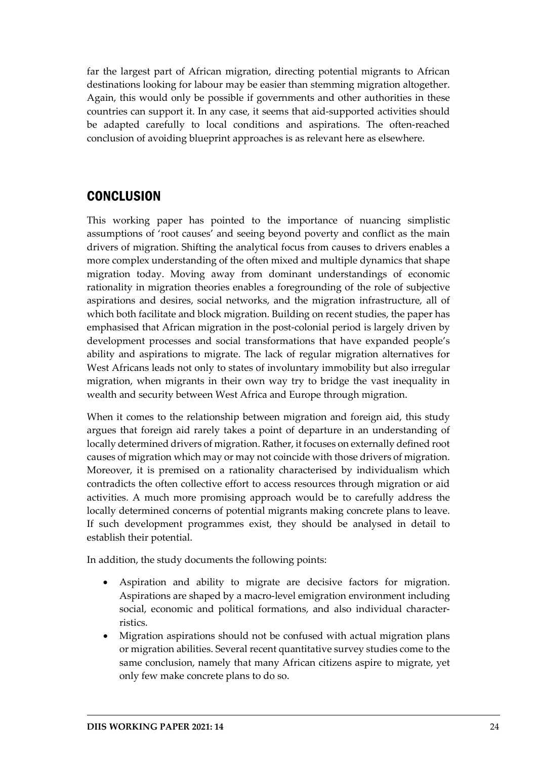far the largest part of African migration, directing potential migrants to African destinations looking for labour may be easier than stemming migration altogether. Again, this would only be possible if governments and other authorities in these countries can support it. In any case, it seems that aid-supported activities should be adapted carefully to local conditions and aspirations. The often-reached conclusion of avoiding blueprint approaches is as relevant here as elsewhere.

## CONCLUSION

This working paper has pointed to the importance of nuancing simplistic assumptions of 'root causes' and seeing beyond poverty and conflict as the main drivers of migration. Shifting the analytical focus from causes to drivers enables a more complex understanding of the often mixed and multiple dynamics that shape migration today. Moving away from dominant understandings of economic rationality in migration theories enables a foregrounding of the role of subjective aspirations and desires, social networks, and the migration infrastructure, all of which both facilitate and block migration. Building on recent studies, the paper has emphasised that African migration in the post-colonial period is largely driven by development processes and social transformations that have expanded people's ability and aspirations to migrate. The lack of regular migration alternatives for West Africans leads not only to states of involuntary immobility but also irregular migration, when migrants in their own way try to bridge the vast inequality in wealth and security between West Africa and Europe through migration.

When it comes to the relationship between migration and foreign aid, this study argues that foreign aid rarely takes a point of departure in an understanding of locally determined drivers of migration. Rather, it focuses on externally defined root causes of migration which may or may not coincide with those drivers of migration. Moreover, it is premised on a rationality characterised by individualism which contradicts the often collective effort to access resources through migration or aid activities. A much more promising approach would be to carefully address the locally determined concerns of potential migrants making concrete plans to leave. If such development programmes exist, they should be analysed in detail to establish their potential.

In addition, the study documents the following points:

- Aspiration and ability to migrate are decisive factors for migration. Aspirations are shaped by a macro-level emigration environment including social, economic and political formations, and also individual characterristics.
- Migration aspirations should not be confused with actual migration plans or migration abilities. Several recent quantitative survey studies come to the same conclusion, namely that many African citizens aspire to migrate, yet only few make concrete plans to do so.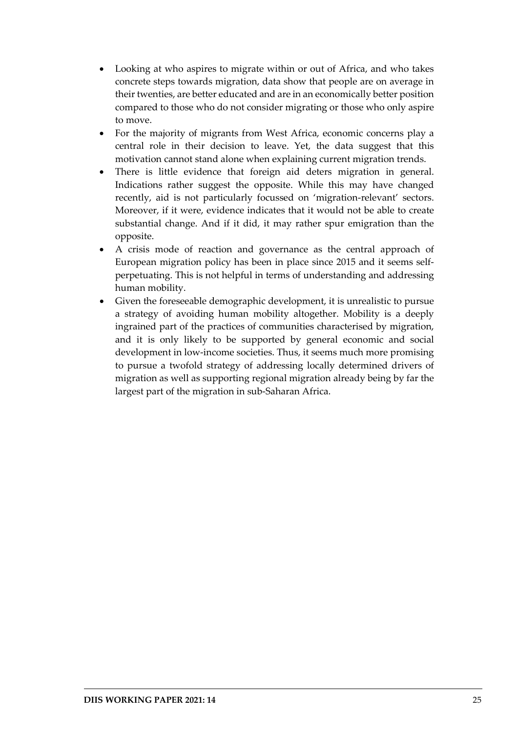- Looking at who aspires to migrate within or out of Africa, and who takes concrete steps towards migration, data show that people are on average in their twenties, are better educated and are in an economically better position compared to those who do not consider migrating or those who only aspire to move.
- For the majority of migrants from West Africa, economic concerns play a central role in their decision to leave. Yet, the data suggest that this motivation cannot stand alone when explaining current migration trends.
- There is little evidence that foreign aid deters migration in general. Indications rather suggest the opposite. While this may have changed recently, aid is not particularly focussed on 'migration-relevant' sectors. Moreover, if it were, evidence indicates that it would not be able to create substantial change. And if it did, it may rather spur emigration than the opposite.
- A crisis mode of reaction and governance as the central approach of European migration policy has been in place since 2015 and it seems self-perpetuating. This is not helpful in terms of understanding and addressing human mobility.
- Given the foreseeable demographic development, it is unrealistic to pursue a strategy of avoiding human mobility altogether. Mobility is a deeply ingrained part of the practices of communities characterised by migration, and it is only likely to be supported by general economic and social development in low-income societies. Thus, it seems much more promising to pursue a twofold strategy of addressing locally determined drivers of migration as well as supporting regional migration already being by far the largest part of the migration in sub-Saharan Africa.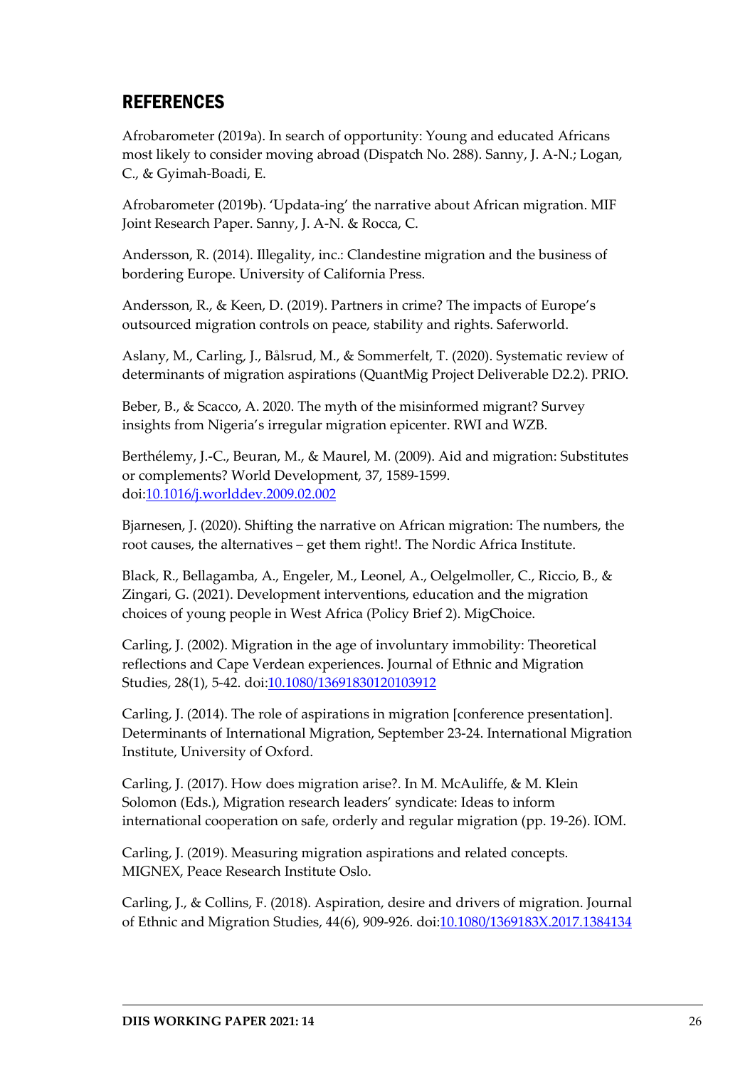## REFERENCES

Afrobarometer (2019a). In search of opportunity: Young and educated Africans most likely to consider moving abroad (Dispatch No. 288). Sanny, J. A-N.; Logan, C., & Gyimah-Boadi, E.

Afrobarometer (2019b). 'Updata-ing' the narrative about African migration. MIF Joint Research Paper. Sanny, J. A-N. & Rocca, C.

Andersson, R. (2014). Illegality, inc.: Clandestine migration and the business of bordering Europe. University of California Press.

Andersson, R., & Keen, D. (2019). Partners in crime? The impacts of Europe's outsourced migration controls on peace, stability and rights. Saferworld.

Aslany, M., Carling, J., Bålsrud, M., & Sommerfelt, T. (2020). Systematic review of determinants of migration aspirations (QuantMig Project Deliverable D2.2). PRIO.

Beber, B., & Scacco, A. 2020. The myth of the misinformed migrant? Survey insights from Nigeria's irregular migration epicenter. RWI and WZB.

Berthélemy, J.-C., Beuran, M., & Maurel, M. (2009). Aid and migration: Substitutes or complements? World Development, 37, 1589-1599. doi:10.1016/j.worlddev.2009.02.002

Bjarnesen, J. (2020). Shifting the narrative on African migration: The numbers, the root causes, the alternatives – get them right!. The Nordic Africa Institute.

Black, R., Bellagamba, A., Engeler, M., Leonel, A., Oelgelmoller, C., Riccio, B., & Zingari, G. (2021). Development interventions, education and the migration choices of young people in West Africa (Policy Brief 2). MigChoice.

Carling, J. (2002). Migration in the age of involuntary immobility: Theoretical reflections and Cape Verdean experiences. Journal of Ethnic and Migration Studies, 28(1), 5-42. doi:10.1080/13691830120103912

Carling, J. (2014). The role of aspirations in migration [conference presentation]. Determinants of International Migration, September 23-24. International Migration Institute, University of Oxford.

Carling, J. (2017). How does migration arise?. In M. McAuliffe, & M. Klein Solomon (Eds.), Migration research leaders' syndicate: Ideas to inform international cooperation on safe, orderly and regular migration (pp. 19-26). IOM.

Carling, J. (2019). Measuring migration aspirations and related concepts. MIGNEX, Peace Research Institute Oslo.

Carling, J., & Collins, F. (2018). Aspiration, desire and drivers of migration. Journal of Ethnic and Migration Studies, 44(6), 909-926. doi:10.1080/1369183X.2017.1384134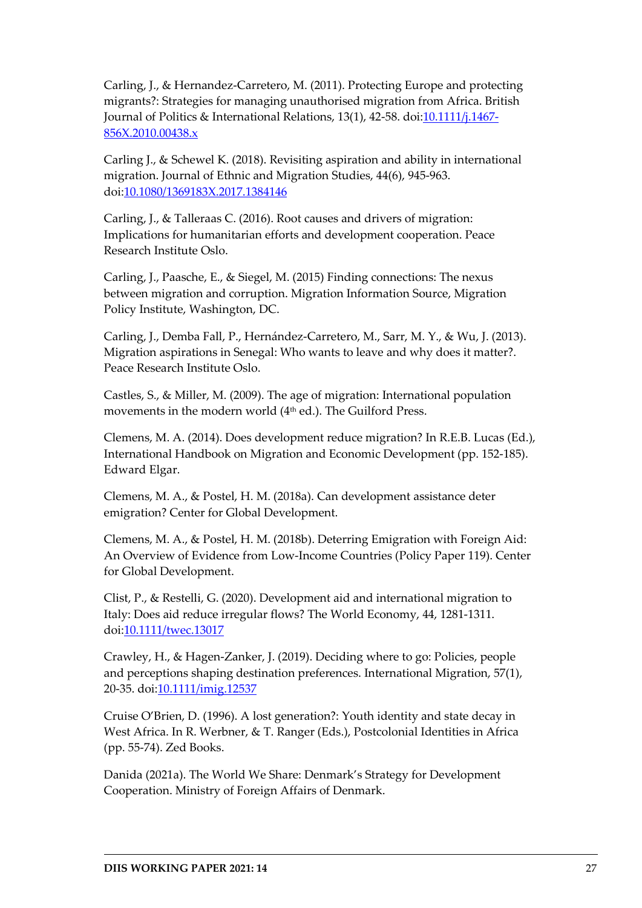Carling, J., & Hernandez-Carretero, M. (2011). Protecting Europe and protecting migrants?: Strategies for managing unauthorised migration from Africa. British Journal of Politics & International Relations, 13(1), 42-58. doi:10.1111/j.1467-856X.2010.00438.x

Carling J., & Schewel K. (2018). Revisiting aspiration and ability in international migration. Journal of Ethnic and Migration Studies, 44(6), 945-963. doi:10.1080/1369183X.2017.1384146

Carling, J., & Talleraas C. (2016). Root causes and drivers of migration: Implications for humanitarian efforts and development cooperation. Peace Research Institute Oslo.

Carling, J., Paasche, E., & Siegel, M. (2015) Finding connections: The nexus between migration and corruption. Migration Information Source, Migration Policy Institute, Washington, DC.

Carling, J., Demba Fall, P., Hernández-Carretero, M., Sarr, M. Y., & Wu, J. (2013). Migration aspirations in Senegal: Who wants to leave and why does it matter?. Peace Research Institute Oslo.

Castles, S., & Miller, M. (2009). The age of migration: International population movements in the modern world (4th ed.). The Guilford Press.

Clemens, M. A. (2014). Does development reduce migration? In R.E.B. Lucas (Ed.), International Handbook on Migration and Economic Development (pp. 152-185). Edward Elgar.

Clemens, M. A., & Postel, H. M. (2018a). Can development assistance deter emigration? Center for Global Development.

Clemens, M. A., & Postel, H. M. (2018b). Deterring Emigration with Foreign Aid: An Overview of Evidence from Low-Income Countries (Policy Paper 119). Center for Global Development.

Clist, P., & Restelli, G. (2020). Development aid and international migration to Italy: Does aid reduce irregular flows? The World Economy, 44, 1281-1311. doi:10.1111/twec.13017

Crawley, H., & Hagen-Zanker, J. (2019). Deciding where to go: Policies, people and perceptions shaping destination preferences. International Migration, 57(1), 20-35. doi:10.1111/imig.12537

Cruise O'Brien, D. (1996). A lost generation?: Youth identity and state decay in West Africa. In R. Werbner, & T. Ranger (Eds.), Postcolonial Identities in Africa (pp. 55-74). Zed Books.

Danida (2021a). The World We Share: Denmark's Strategy for Development Cooperation. Ministry of Foreign Affairs of Denmark.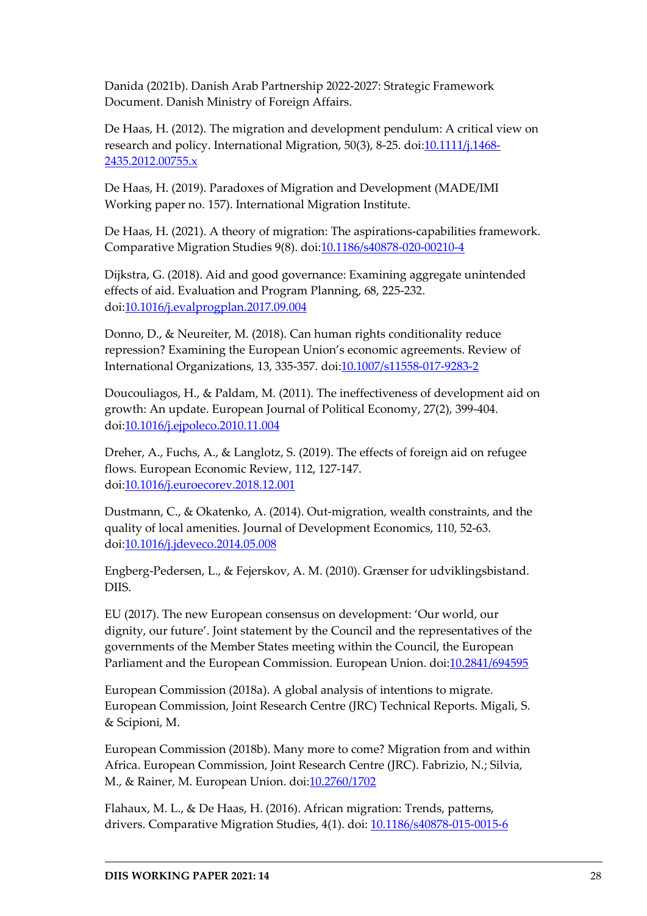Danida (2021b). Danish Arab Partnership 2022-2027: Strategic Framework Document. Danish Ministry of Foreign Affairs.

De Haas, H. (2012). The migration and development pendulum: A critical view on research and policy. International Migration, 50(3), 8-25. doi:10.1111/j.1468-2435.2012.00755.x

De Haas, H. (2019). Paradoxes of Migration and Development (MADE/IMI Working paper no. 157). International Migration Institute.

De Haas, H. (2021). A theory of migration: The aspirations-capabilities framework. Comparative Migration Studies 9(8). doi:10.1186/s40878-020-00210-4

Dijkstra, G. (2018). Aid and good governance: Examining aggregate unintended effects of aid. Evaluation and Program Planning, 68, 225-232. doi:10.1016/j.evalprogplan.2017.09.004

Donno, D., & Neureiter, M. (2018). Can human rights conditionality reduce repression? Examining the European Union's economic agreements. Review of International Organizations, 13, 335-357. doi:10.1007/s11558-017-9283-2

Doucouliagos, H., & Paldam, M. (2011). The ineffectiveness of development aid on growth: An update. European Journal of Political Economy, 27(2), 399-404. doi:10.1016/j.ejpoleco.2010.11.004

Dreher, A., Fuchs, A., & Langlotz, S. (2019). The effects of foreign aid on refugee flows. European Economic Review, 112, 127-147. doi:10.1016/j.euroecorev.2018.12.001

Dustmann, C., & Okatenko, A. (2014). Out-migration, wealth constraints, and the quality of local amenities. Journal of Development Economics, 110, 52-63. doi:10.1016/j.jdeveco.2014.05.008

Engberg-Pedersen, L., & Fejerskov, A. M. (2010). Grænser for udviklingsbistand. DIIS.

EU (2017). The new European consensus on development: 'Our world, our dignity, our future'. Joint statement by the Council and the representatives of the governments of the Member States meeting within the Council, the European Parliament and the European Commission. European Union. doi:10.2841/694595

European Commission (2018a). A global analysis of intentions to migrate. European Commission, Joint Research Centre (JRC) Technical Reports. Migali, S. & Scipioni, M.

European Commission (2018b). Many more to come? Migration from and within Africa. European Commission, Joint Research Centre (JRC). Fabrizio, N.; Silvia, M., & Rainer, M. European Union. doi:10.2760/1702

Flahaux, M. L., & De Haas, H. (2016). African migration: Trends, patterns, drivers. Comparative Migration Studies, 4(1). doi: 10.1186/s40878-015-0015-6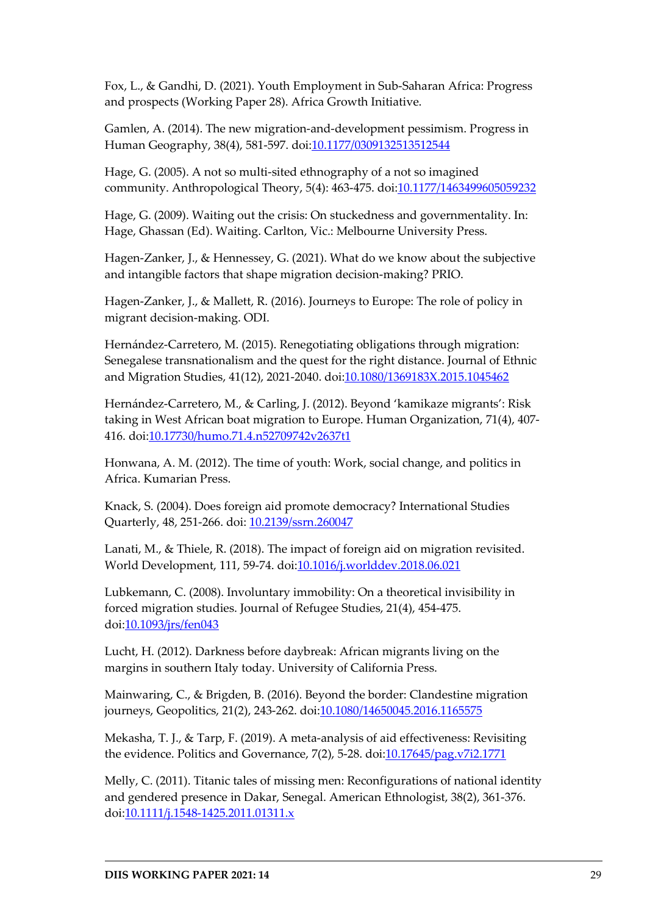Fox, L., & Gandhi, D. (2021). Youth Employment in Sub-Saharan Africa: Progress and prospects (Working Paper 28). Africa Growth Initiative.

Gamlen, A. (2014). The new migration-and-development pessimism. Progress in Human Geography, 38(4), 581-597. doi:10.1177/0309132513512544

Hage, G. (2005). A not so multi-sited ethnography of a not so imagined community. Anthropological Theory, 5(4): 463-475. doi:10.1177/1463499605059232

Hage, G. (2009). Waiting out the crisis: On stuckedness and governmentality. In: Hage, Ghassan (Ed). Waiting. Carlton, Vic.: Melbourne University Press.

Hagen-Zanker, J., & Hennessey, G. (2021). What do we know about the subjective and intangible factors that shape migration decision-making? PRIO.

Hagen-Zanker, J., & Mallett, R. (2016). Journeys to Europe: The role of policy in migrant decision-making. ODI.

Hernández-Carretero, M. (2015). Renegotiating obligations through migration: Senegalese transnationalism and the quest for the right distance. Journal of Ethnic and Migration Studies, 41(12), 2021-2040. doi:10.1080/1369183X.2015.1045462

Hernández-Carretero, M., & Carling, J. (2012). Beyond 'kamikaze migrants': Risk taking in West African boat migration to Europe. Human Organization, 71(4), 407-416. doi:10.17730/humo.71.4.n52709742v2637t1

Honwana, A. M. (2012). The time of youth: Work, social change, and politics in Africa. Kumarian Press.

Knack, S. (2004). Does foreign aid promote democracy? International Studies Quarterly, 48, 251-266. doi: 10.2139/ssrn.260047

Lanati, M., & Thiele, R. (2018). The impact of foreign aid on migration revisited. World Development, 111, 59-74. doi:10.1016/j.worlddev.2018.06.021

Lubkemann, C. (2008). Involuntary immobility: On a theoretical invisibility in forced migration studies. Journal of Refugee Studies, 21(4), 454-475. doi:10.1093/jrs/fen043

Lucht, H. (2012). Darkness before daybreak: African migrants living on the margins in southern Italy today. University of California Press.

Mainwaring, C., & Brigden, B. (2016). Beyond the border: Clandestine migration journeys, Geopolitics, 21(2), 243-262. doi:10.1080/14650045.2016.1165575

Mekasha, T. J., & Tarp, F. (2019). A meta-analysis of aid effectiveness: Revisiting the evidence. Politics and Governance, 7(2), 5-28. doi:10.17645/pag.v7i2.1771

Melly, C. (2011). Titanic tales of missing men: Reconfigurations of national identity and gendered presence in Dakar, Senegal. American Ethnologist, 38(2), 361-376. doi:10.1111/j.1548-1425.2011.01311.x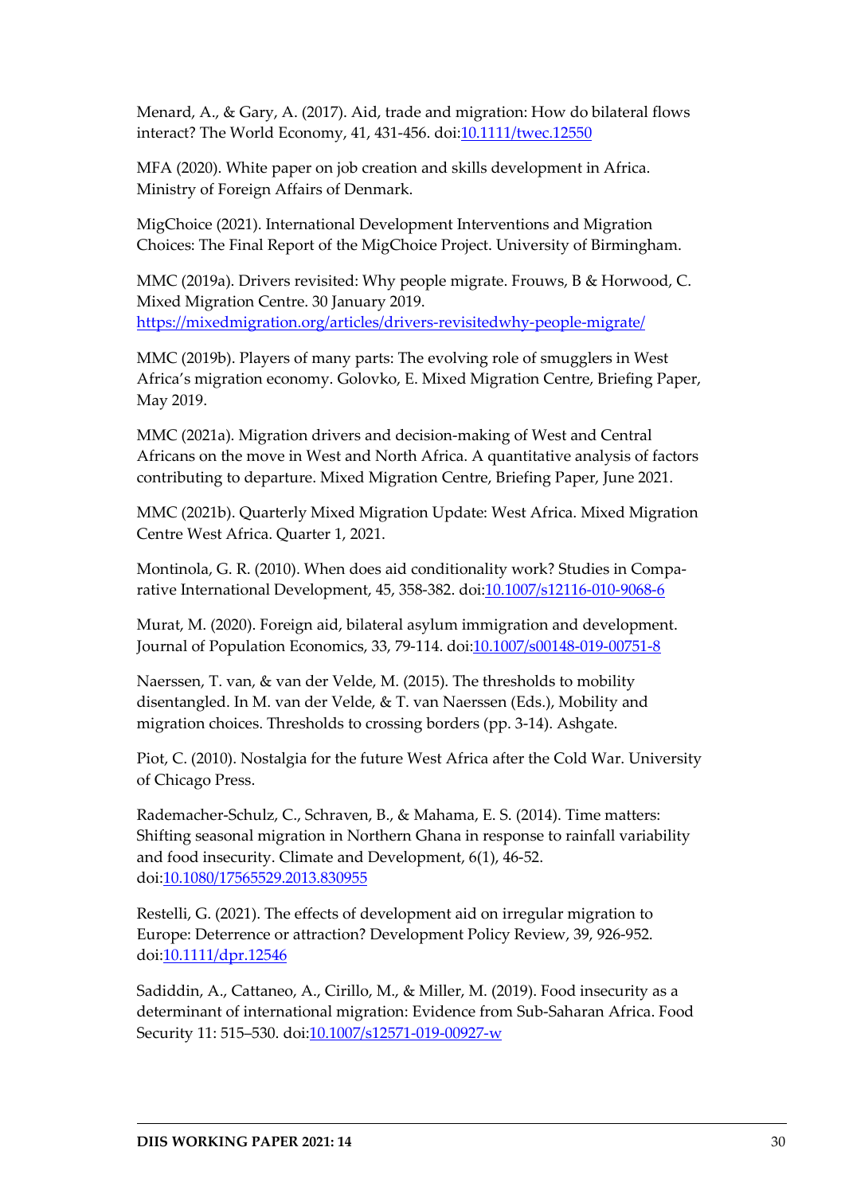Menard, A., & Gary, A. (2017). Aid, trade and migration: How do bilateral flows interact? The World Economy, 41, 431-456. doi:10.1111/twec.12550

MFA (2020). White paper on job creation and skills development in Africa. Ministry of Foreign Affairs of Denmark.

MigChoice (2021). International Development Interventions and Migration Choices: The Final Report of the MigChoice Project. University of Birmingham.

MMC (2019a). Drivers revisited: Why people migrate. Frouws, B & Horwood, C. Mixed Migration Centre. 30 January 2019. https://mixedmigration.org/articles/drivers-revisitedwhy-people-migrate/

MMC (2019b). Players of many parts: The evolving role of smugglers in West Africa's migration economy. Golovko, E. Mixed Migration Centre, Briefing Paper, May 2019.

MMC (2021a). Migration drivers and decision-making of West and Central Africans on the move in West and North Africa. A quantitative analysis of factors contributing to departure. Mixed Migration Centre, Briefing Paper, June 2021.

MMC (2021b). Quarterly Mixed Migration Update: West Africa. Mixed Migration Centre West Africa. Quarter 1, 2021.

Montinola, G. R. (2010). When does aid conditionality work? Studies in Comparative International Development, 45, 358-382. doi:10.1007/s12116-010-9068-6

Murat, M. (2020). Foreign aid, bilateral asylum immigration and development. Journal of Population Economics, 33, 79-114. doi:10.1007/s00148-019-00751-8

Naerssen, T. van, & van der Velde, M. (2015). The thresholds to mobility disentangled. In M. van der Velde, & T. van Naerssen (Eds.), Mobility and migration choices. Thresholds to crossing borders (pp. 3-14). Ashgate.

Piot, C. (2010). Nostalgia for the future West Africa after the Cold War. University of Chicago Press.

Rademacher-Schulz, C., Schraven, B., & Mahama, E. S. (2014). Time matters: Shifting seasonal migration in Northern Ghana in response to rainfall variability and food insecurity. Climate and Development, 6(1), 46-52. doi:10.1080/17565529.2013.830955

Restelli, G. (2021). The effects of development aid on irregular migration to Europe: Deterrence or attraction? Development Policy Review, 39, 926-952. doi:10.1111/dpr.12546

Sadiddin, A., Cattaneo, A., Cirillo, M., & Miller, M. (2019). Food insecurity as a determinant of international migration: Evidence from Sub-Saharan Africa. Food Security 11: 515–530. doi:10.1007/s12571-019-00927-w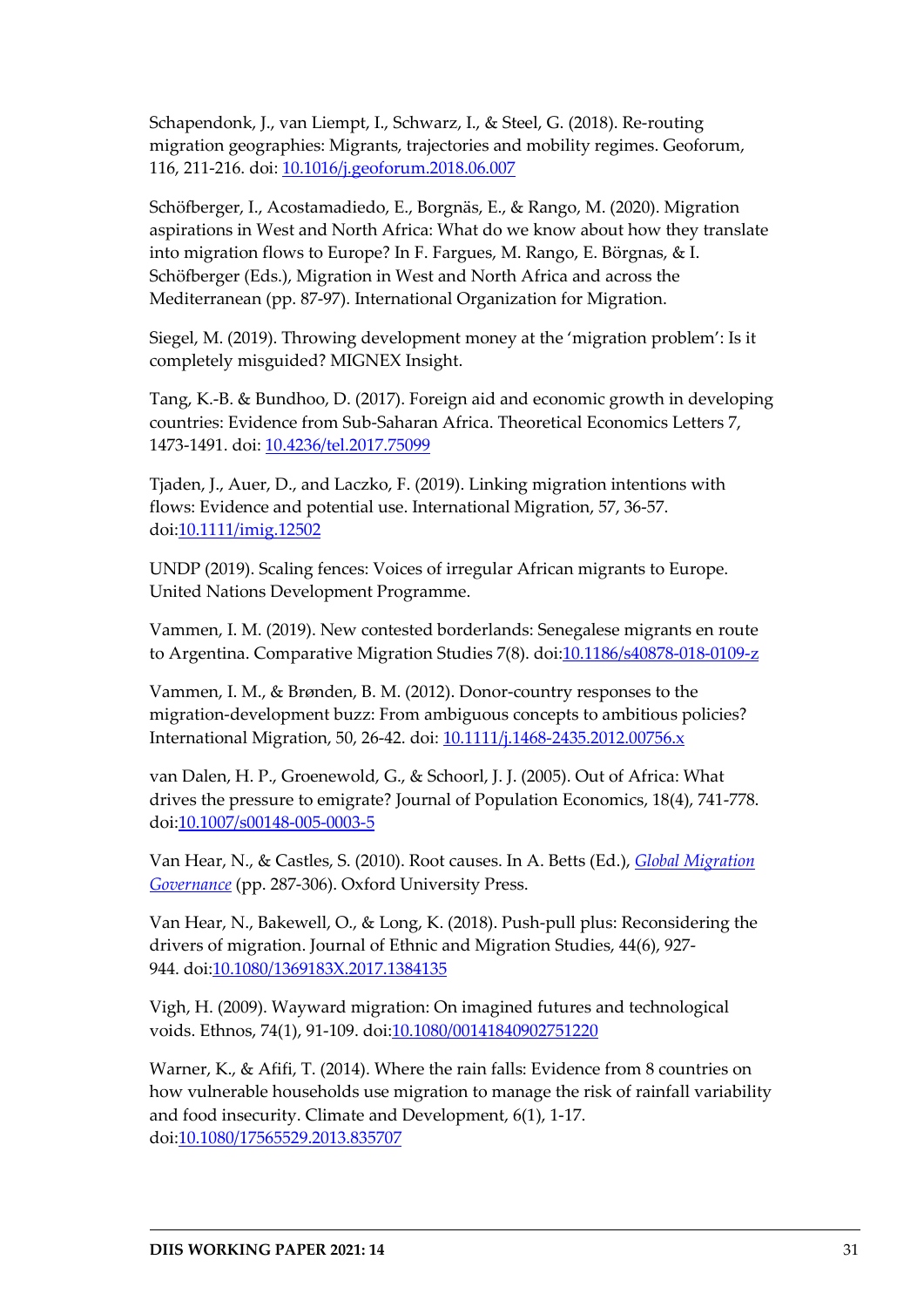Schapendonk, J., van Liempt, I., Schwarz, I., & Steel, G. (2018). Re-routing migration geographies: Migrants, trajectories and mobility regimes. Geoforum, 116, 211-216. doi: [10.1016/j.geoforum.2018.06.007](10.1016/j.geoforum.2018.06.007)

Schöfberger, I., Acostamadiedo, E., Borgnäs, E., & Rango, M. (2020). Migration aspirations in West and North Africa: What do we know about how they translate into migration flows to Europe? In F. Fargues, M. Rango, E. Börgnas, & I. Schöfberger (Eds.), Migration in West and North Africa and across the Mediterranean (pp. 87-97). International Organization for Migration.

Siegel, M. (2019). Throwing development money at the 'migration problem': Is it completely misguided? MIGNEX Insight.

Tang, K.-B. & Bundhoo, D. (2017). Foreign aid and economic growth in developing countries: Evidence from Sub-Saharan Africa. Theoretical Economics Letters 7, 1473-1491. doi: [10.4236/tel.2017.75099](10.4236/tel.2017.75099)

Tjaden, J., Auer, D., and Laczko, F. (2019). Linking migration intentions with flows: Evidence and potential use. International Migration, 57, 36-57. doi:[10.1111/imig.12502](10.1111/imig.12502)

UNDP (2019). Scaling fences: Voices of irregular African migrants to Europe. United Nations Development Programme.

Vammen, I. M. (2019). New contested borderlands: Senegalese migrants en route to Argentina. Comparative Migration Studies 7(8). doi:[10.1186/s40878-018-0109-z](10.1186/s40878-018-0109-z)

Vammen, I. M., & Brønden, B. M. (2012). Donor-country responses to the migration-development buzz: From ambiguous concepts to ambitious policies? International Migration, 50, 26-42. doi: [10.1111/j.1468-2435.2012.00756.x](10.1111/j.1468-2435.2012.00756.x)

van Dalen, H. P., Groenewold, G., & Schoorl, J. J. (2005). Out of Africa: What drives the pressure to emigrate? Journal of Population Economics, 18(4), 741-778. doi:[10.1007/s00148-005-0003-5](10.1007/s00148-005-0003-5)

Van Hear, N., & Castles, S. (2010). Root causes. In A. Betts (Ed.), *Global Migration Governance* (pp. 287-306). Oxford University Press.

Van Hear, N., Bakewell, O., & Long, K. (2018). Push-pull plus: Reconsidering the drivers of migration. Journal of Ethnic and Migration Studies, 44(6), 927-944. doi:[10.1080/1369183X.2017.1384135](10.1080/1369183X.2017.1384135)

Vigh, H. (2009). Wayward migration: On imagined futures and technological voids. Ethnos, 74(1), 91-109. doi:[10.1080/00141840902751220](10.1080/00141840902751220)

Warner, K., & Afifi, T. (2014). Where the rain falls: Evidence from 8 countries on how vulnerable households use migration to manage the risk of rainfall variability and food insecurity. Climate and Development, 6(1), 1-17. doi:[10.1080/17565529.2013.835707](10.1080/17565529.2013.835707)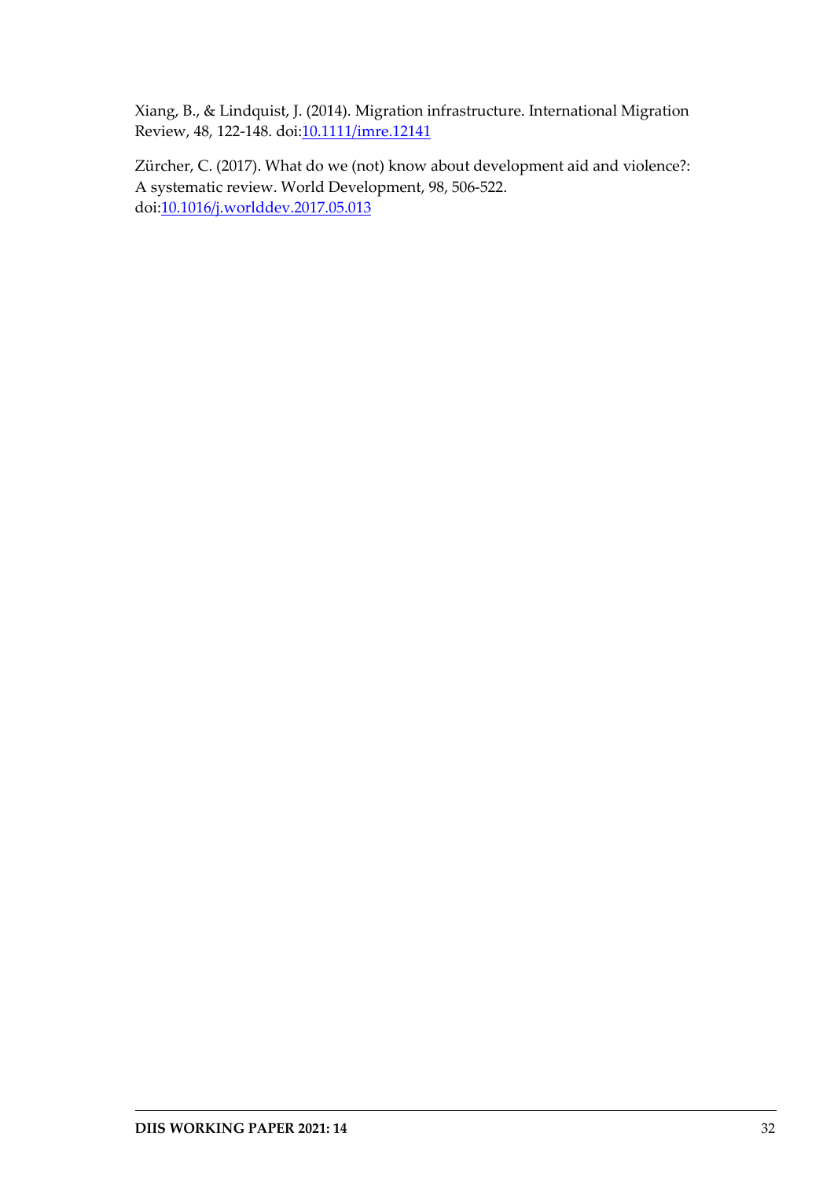Xiang, B., & Lindquist, J. (2014). Migration infrastructure. International Migration Review, 48, 122-148. doi:10.1111/imre.12141

Zürcher, C. (2017). What do we (not) know about development aid and violence?: A systematic review. World Development, 98, 506-522. doi:10.1016/j.worlddev.2017.05.013